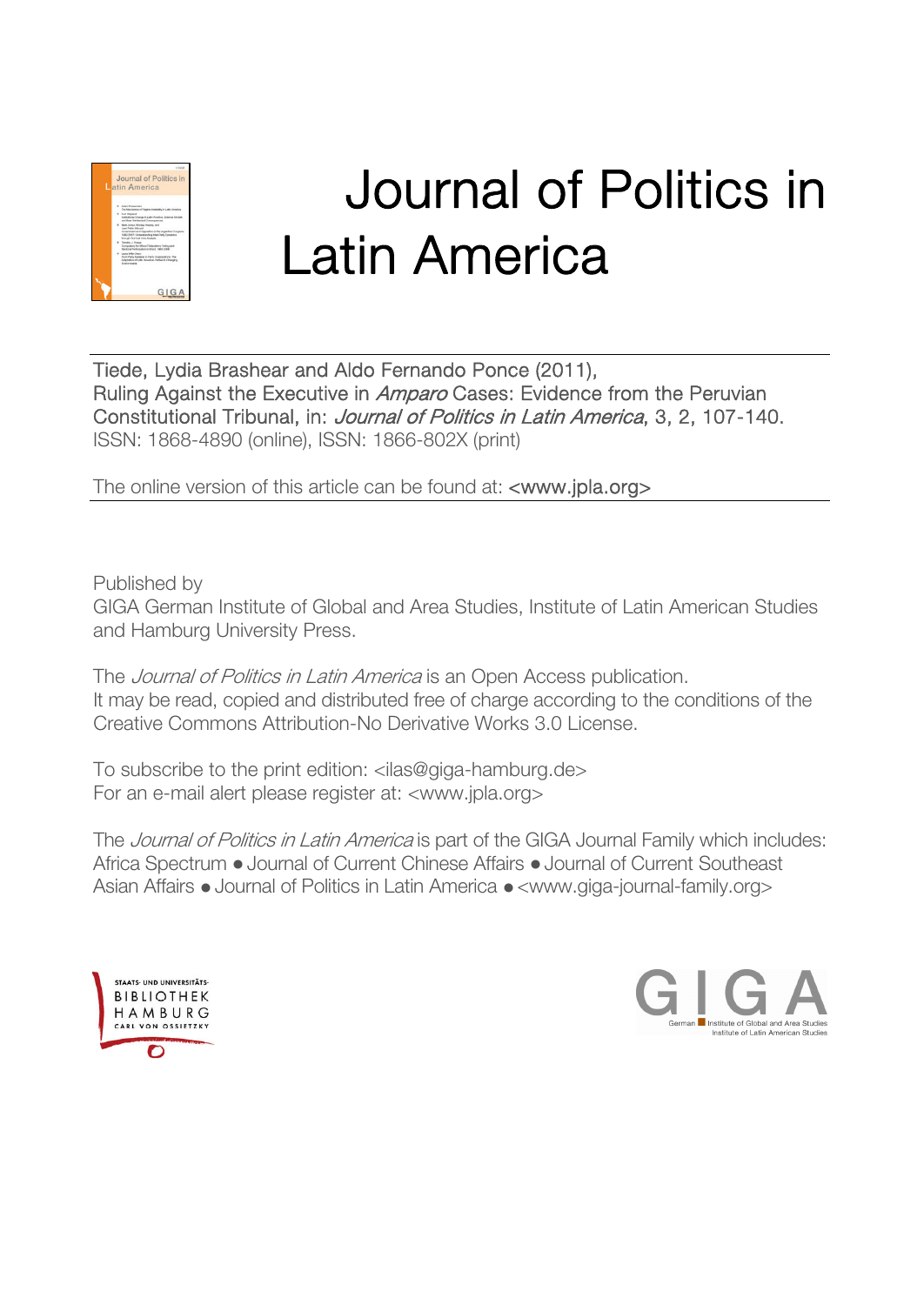# Journal of Politics in Latin America

Tiede, Lydia Brashear and Aldo Fernando Ponce (2011),
Ruling Against the Executive in *Amparo* Cases: Evidence from the Peruvian Constitutional Tribunal, in: *Journal of Politics in Latin America*, 3, 2, 107-140.
ISSN: 1868-4890 (online), ISSN: 1866-802X (print)

The online version of this article can be found at: <www.jpla.org>

Published by
GIGA German Institute of Global and Area Studies, Institute of Latin American Studies and Hamburg University Press.

The *Journal of Politics in Latin America* is an Open Access publication.
It may be read, copied and distributed free of charge according to the conditions of the Creative Commons Attribution-No Derivative Works 3.0 License.

To subscribe to the print edition: <ilas@giga-hamburg.de>
For an e-mail alert please register at: <www.jpla.org>

The *Journal of Politics in Latin America* is part of the GIGA Journal Family which includes: Africa Spectrum ● Journal of Current Chinese Affairs ● Journal of Current Southeast Asian Affairs ● Journal of Politics in Latin America ● <www.giga-journal-family.org>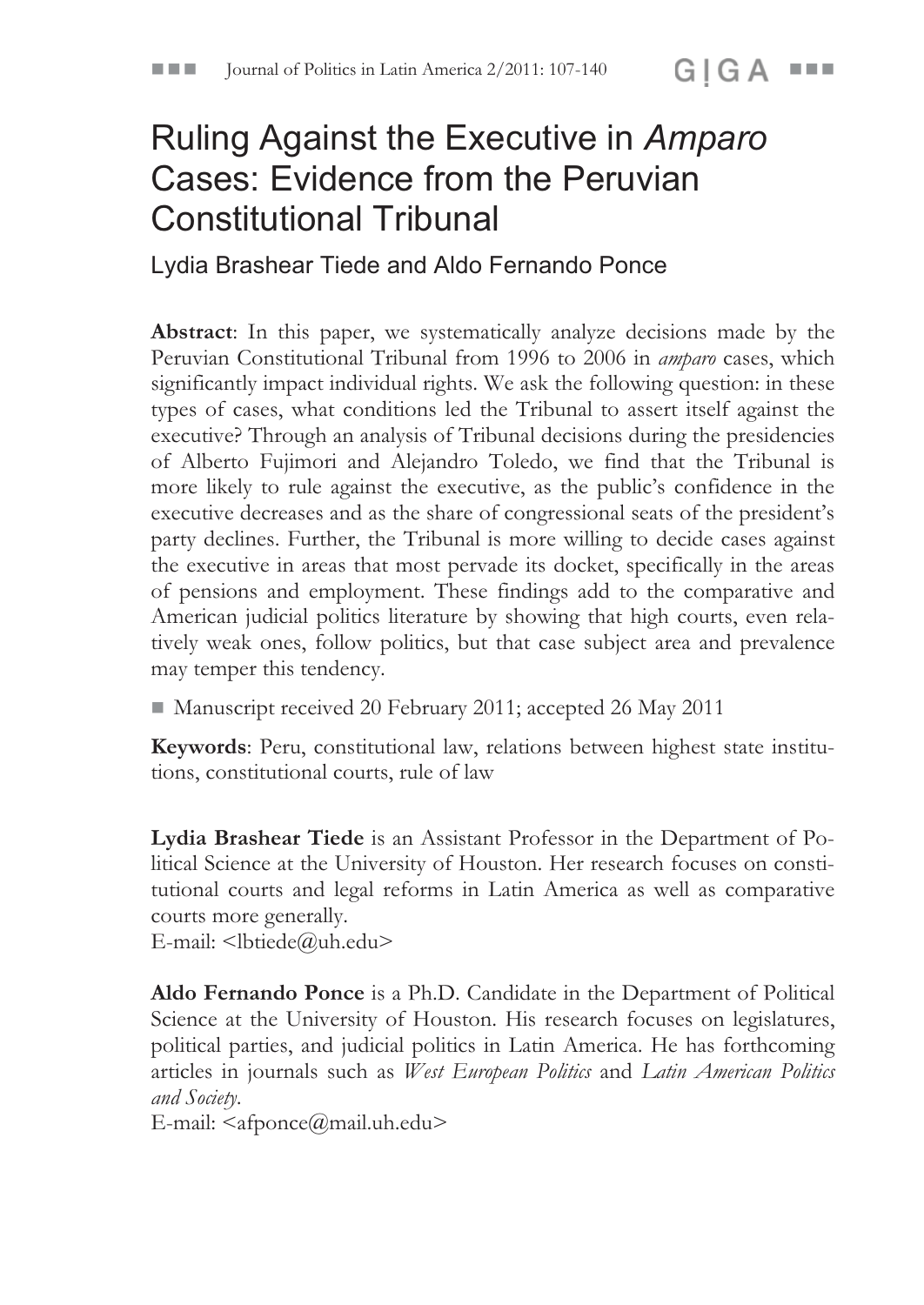# Ruling Against the Executive in *Amparo* Cases: Evidence from the Peruvian Constitutional Tribunal

Lydia Brashear Tiede and Aldo Fernando Ponce

**Abstract**: In this paper, we systematically analyze decisions made by the Peruvian Constitutional Tribunal from 1996 to 2006 in *amparo* cases, which significantly impact individual rights. We ask the following question: in these types of cases, what conditions led the Tribunal to assert itself against the executive? Through an analysis of Tribunal decisions during the presidencies of Alberto Fujimori and Alejandro Toledo, we find that the Tribunal is more likely to rule against the executive, as the public's confidence in the executive decreases and as the share of congressional seats of the president's party declines. Further, the Tribunal is more willing to decide cases against the executive in areas that most pervade its docket, specifically in the areas of pensions and employment. These findings add to the comparative and American judicial politics literature by showing that high courts, even relatively weak ones, follow politics, but that case subject area and prevalence may temper this tendency.

■ Manuscript received 20 February 2011; accepted 26 May 2011

**Keywords**: Peru, constitutional law, relations between highest state institutions, constitutional courts, rule of law

**Lydia Brashear Tiede** is an Assistant Professor in the Department of Political Science at the University of Houston. Her research focuses on constitutional courts and legal reforms in Latin America as well as comparative courts more generally.
E-mail: <lbtiede@uh.edu>

**Aldo Fernando Ponce** is a Ph.D. Candidate in the Department of Political Science at the University of Houston. His research focuses on legislatures, political parties, and judicial politics in Latin America. He has forthcoming articles in journals such as *West European Politics* and *Latin American Politics and Society*.
E-mail: <afponce@mail.uh.edu>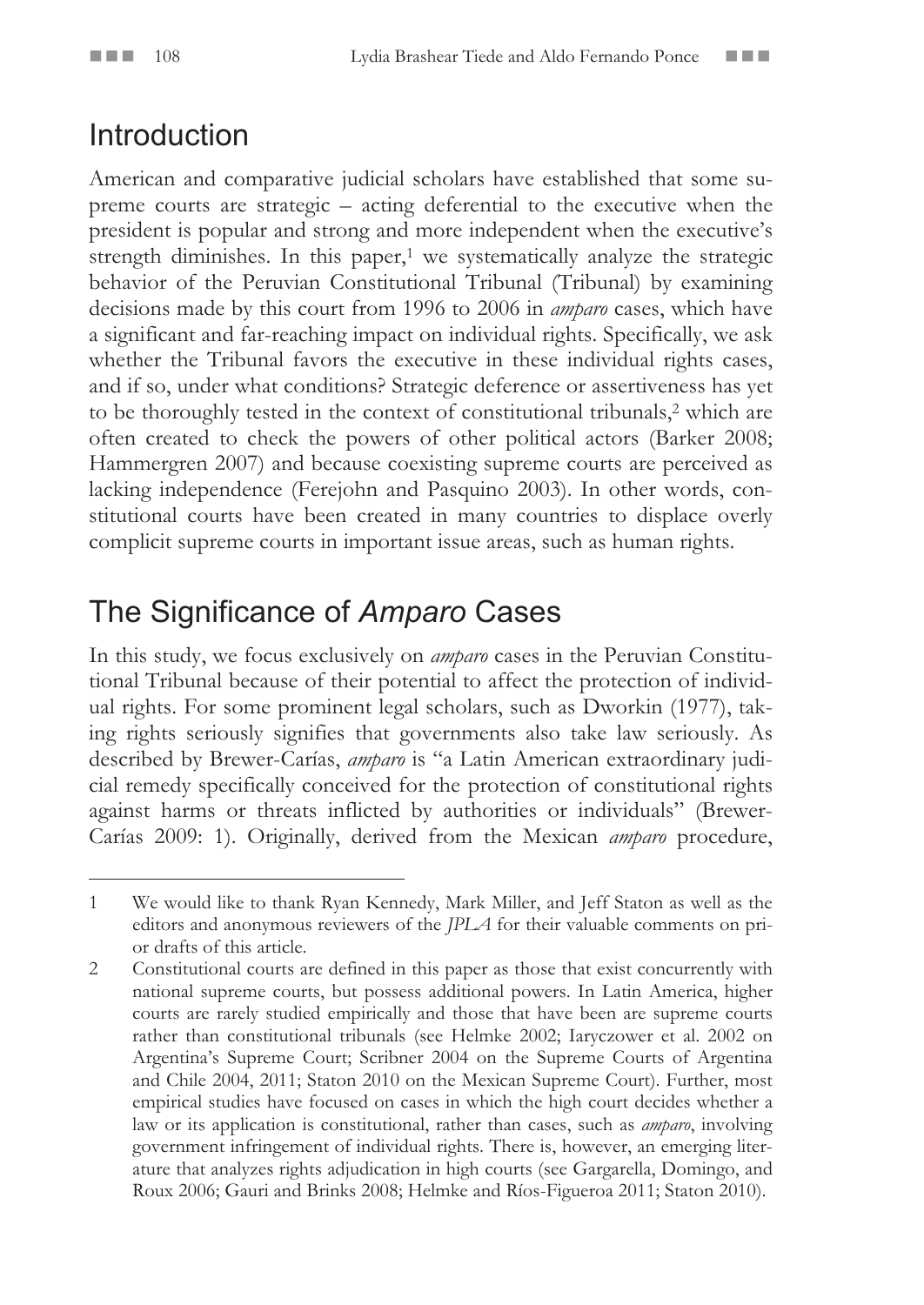## Introduction

American and comparative judicial scholars have established that some supreme courts are strategic – acting deferential to the executive when the president is popular and strong and more independent when the executive's strength diminishes. In this paper,[1] we systematically analyze the strategic behavior of the Peruvian Constitutional Tribunal (Tribunal) by examining decisions made by this court from 1996 to 2006 in *amparo* cases, which have a significant and far-reaching impact on individual rights. Specifically, we ask whether the Tribunal favors the executive in these individual rights cases, and if so, under what conditions? Strategic deference or assertiveness has yet to be thoroughly tested in the context of constitutional tribunals,[2] which are often created to check the powers of other political actors (Barker 2008; Hammergren 2007) and because coexisting supreme courts are perceived as lacking independence (Ferejohn and Pasquino 2003). In other words, constitutional courts have been created in many countries to displace overly complicit supreme courts in important issue areas, such as human rights.

## The Significance of *Amparo* Cases

In this study, we focus exclusively on *amparo* cases in the Peruvian Constitutional Tribunal because of their potential to affect the protection of individual rights. For some prominent legal scholars, such as Dworkin (1977), taking rights seriously signifies that governments also take law seriously. As described by Brewer-Carías, *amparo* is "a Latin American extraordinary judicial remedy specifically conceived for the protection of constitutional rights against harms or threats inflicted by authorities or individuals" (Brewer-Carías 2009: 1). Originally, derived from the Mexican *amparo* procedure,

---

1 We would like to thank Ryan Kennedy, Mark Miller, and Jeff Staton as well as the editors and anonymous reviewers of the *JPLA* for their valuable comments on prior drafts of this article.

2 Constitutional courts are defined in this paper as those that exist concurrently with national supreme courts, but possess additional powers. In Latin America, higher courts are rarely studied empirically and those that have been are supreme courts rather than constitutional tribunals (see Helmke 2002; Iaryczower et al. 2002 on Argentina's Supreme Court; Scribner 2004 on the Supreme Courts of Argentina and Chile 2004, 2011; Staton 2010 on the Mexican Supreme Court). Further, most empirical studies have focused on cases in which the high court decides whether a law or its application is constitutional, rather than cases, such as *amparo*, involving government infringement of individual rights. There is, however, an emerging literature that analyzes rights adjudication in high courts (see Gargarella, Domingo, and Roux 2006; Gauri and Brinks 2008; Helmke and Ríos-Figueroa 2011; Staton 2010).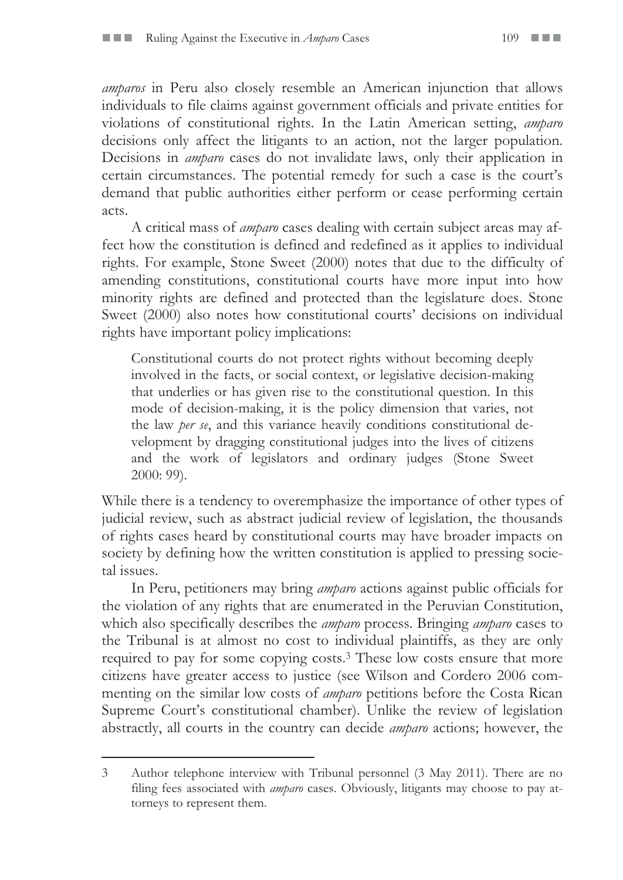*amparos* in Peru also closely resemble an American injunction that allows individuals to file claims against government officials and private entities for violations of constitutional rights. In the Latin American setting, *amparo* decisions only affect the litigants to an action, not the larger population. Decisions in *amparo* cases do not invalidate laws, only their application in certain circumstances. The potential remedy for such a case is the court's demand that public authorities either perform or cease performing certain acts.

A critical mass of *amparo* cases dealing with certain subject areas may affect how the constitution is defined and redefined as it applies to individual rights. For example, Stone Sweet (2000) notes that due to the difficulty of amending constitutions, constitutional courts have more input into how minority rights are defined and protected than the legislature does. Stone Sweet (2000) also notes how constitutional courts' decisions on individual rights have important policy implications:

> Constitutional courts do not protect rights without becoming deeply involved in the facts, or social context, or legislative decision-making that underlies or has given rise to the constitutional question. In this mode of decision-making, it is the policy dimension that varies, not the law *per se*, and this variance heavily conditions constitutional development by dragging constitutional judges into the lives of citizens and the work of legislators and ordinary judges (Stone Sweet 2000: 99).

While there is a tendency to overemphasize the importance of other types of judicial review, such as abstract judicial review of legislation, the thousands of rights cases heard by constitutional courts may have broader impacts on society by defining how the written constitution is applied to pressing societal issues.

In Peru, petitioners may bring *amparo* actions against public officials for the violation of any rights that are enumerated in the Peruvian Constitution, which also specifically describes the *amparo* process. Bringing *amparo* cases to the Tribunal is at almost no cost to individual plaintiffs, as they are only required to pay for some copying costs.[3] These low costs ensure that more citizens have greater access to justice (see Wilson and Cordero 2006 commenting on the similar low costs of *amparo* petitions before the Costa Rican Supreme Court's constitutional chamber). Unlike the review of legislation abstractly, all courts in the country can decide *amparo* actions; however, the

---

3 Author telephone interview with Tribunal personnel (3 May 2011). There are no filing fees associated with *amparo* cases. Obviously, litigants may choose to pay attorneys to represent them.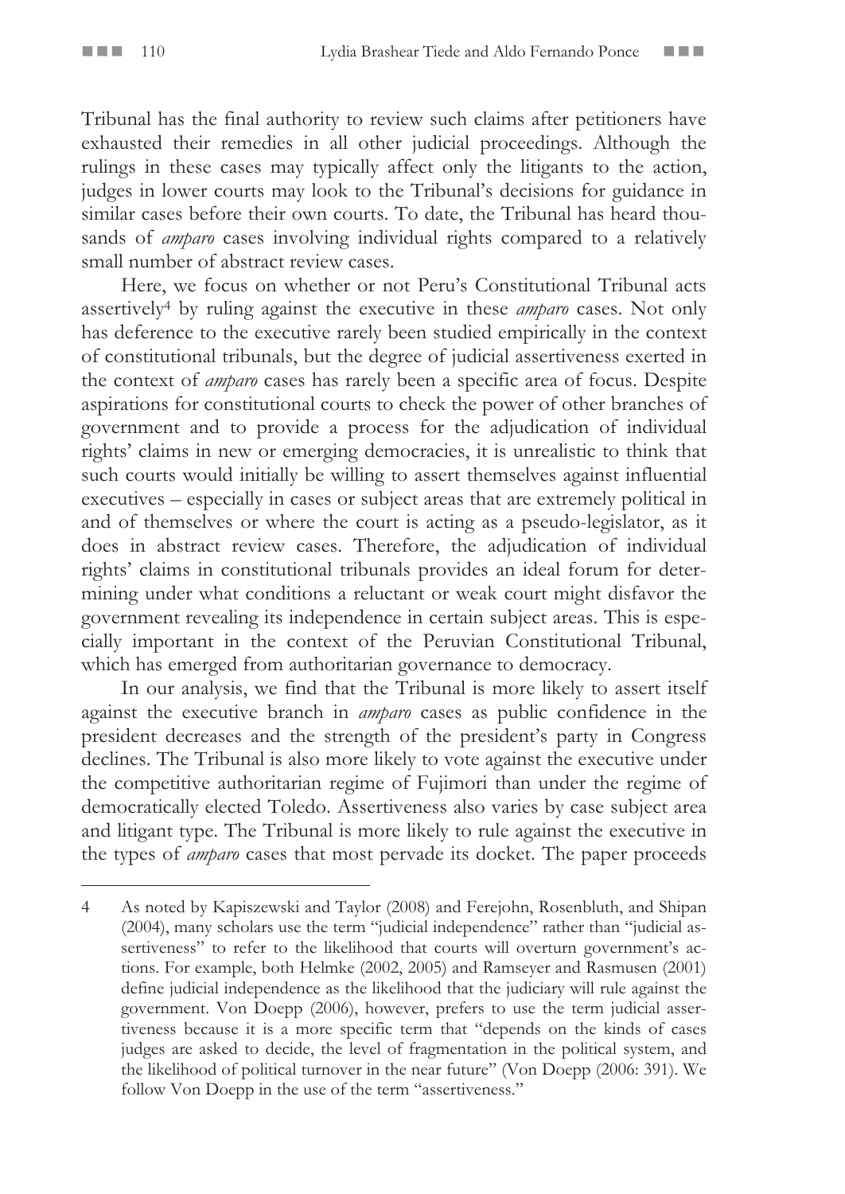Tribunal has the final authority to review such claims after petitioners have exhausted their remedies in all other judicial proceedings. Although the rulings in these cases may typically affect only the litigants to the action, judges in lower courts may look to the Tribunal's decisions for guidance in similar cases before their own courts. To date, the Tribunal has heard thousands of *amparo* cases involving individual rights compared to a relatively small number of abstract review cases.

Here, we focus on whether or not Peru's Constitutional Tribunal acts assertively[4] by ruling against the executive in these *amparo* cases. Not only has deference to the executive rarely been studied empirically in the context of constitutional tribunals, but the degree of judicial assertiveness exerted in the context of *amparo* cases has rarely been a specific area of focus. Despite aspirations for constitutional courts to check the power of other branches of government and to provide a process for the adjudication of individual rights' claims in new or emerging democracies, it is unrealistic to think that such courts would initially be willing to assert themselves against influential executives – especially in cases or subject areas that are extremely political in and of themselves or where the court is acting as a pseudo-legislator, as it does in abstract review cases. Therefore, the adjudication of individual rights' claims in constitutional tribunals provides an ideal forum for determining under what conditions a reluctant or weak court might disfavor the government revealing its independence in certain subject areas. This is especially important in the context of the Peruvian Constitutional Tribunal, which has emerged from authoritarian governance to democracy.

In our analysis, we find that the Tribunal is more likely to assert itself against the executive branch in *amparo* cases as public confidence in the president decreases and the strength of the president's party in Congress declines. The Tribunal is also more likely to vote against the executive under the competitive authoritarian regime of Fujimori than under the regime of democratically elected Toledo. Assertiveness also varies by case subject area and litigant type. The Tribunal is more likely to rule against the executive in the types of *amparo* cases that most pervade its docket. The paper proceeds

4 As noted by Kapiszewski and Taylor (2008) and Ferejohn, Rosenbluth, and Shipan (2004), many scholars use the term "judicial independence" rather than "judicial assertiveness" to refer to the likelihood that courts will overturn government's actions. For example, both Helmke (2002, 2005) and Ramseyer and Rasmusen (2001) define judicial independence as the likelihood that the judiciary will rule against the government. Von Doepp (2006), however, prefers to use the term judicial assertiveness because it is a more specific term that "depends on the kinds of cases judges are asked to decide, the level of fragmentation in the political system, and the likelihood of political turnover in the near future" (Von Doepp (2006: 391). We follow Von Doepp in the use of the term "assertiveness."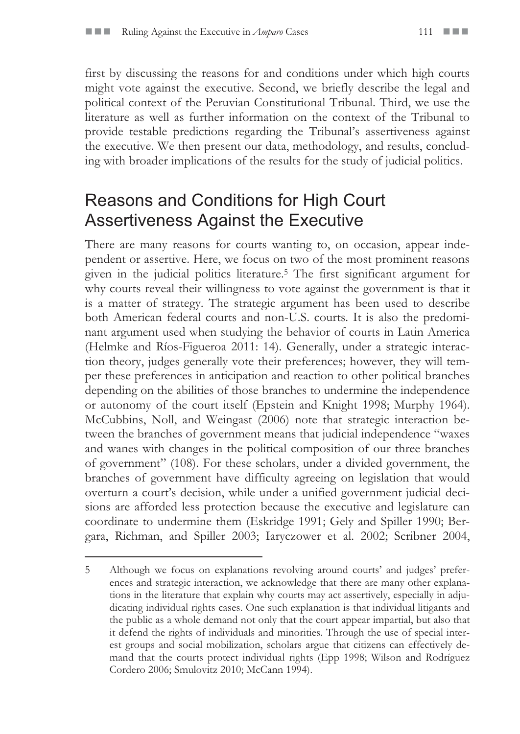first by discussing the reasons for and conditions under which high courts might vote against the executive. Second, we briefly describe the legal and political context of the Peruvian Constitutional Tribunal. Third, we use the literature as well as further information on the context of the Tribunal to provide testable predictions regarding the Tribunal's assertiveness against the executive. We then present our data, methodology, and results, concluding with broader implications of the results for the study of judicial politics.

## Reasons and Conditions for High Court Assertiveness Against the Executive

There are many reasons for courts wanting to, on occasion, appear independent or assertive. Here, we focus on two of the most prominent reasons given in the judicial politics literature.[5] The first significant argument for why courts reveal their willingness to vote against the government is that it is a matter of strategy. The strategic argument has been used to describe both American federal courts and non-U.S. courts. It is also the predominant argument used when studying the behavior of courts in Latin America (Helmke and Ríos-Figueroa 2011: 14). Generally, under a strategic interaction theory, judges generally vote their preferences; however, they will temper these preferences in anticipation and reaction to other political branches depending on the abilities of those branches to undermine the independence or autonomy of the court itself (Epstein and Knight 1998; Murphy 1964). McCubbins, Noll, and Weingast (2006) note that strategic interaction between the branches of government means that judicial independence "waxes and wanes with changes in the political composition of our three branches of government" (108). For these scholars, under a divided government, the branches of government have difficulty agreeing on legislation that would overturn a court's decision, while under a unified government judicial decisions are afforded less protection because the executive and legislature can coordinate to undermine them (Eskridge 1991; Gely and Spiller 1990; Bergara, Richman, and Spiller 2003; Iaryczower et al. 2002; Scribner 2004,

---

5 Although we focus on explanations revolving around courts' and judges' preferences and strategic interaction, we acknowledge that there are many other explanations in the literature that explain why courts may act assertively, especially in adjudicating individual rights cases. One such explanation is that individual litigants and the public as a whole demand not only that the court appear impartial, but also that it defend the rights of individuals and minorities. Through the use of special interest groups and social mobilization, scholars argue that citizens can effectively demand that the courts protect individual rights (Epp 1998; Wilson and Rodríguez Cordero 2006; Smulovitz 2010; McCann 1994).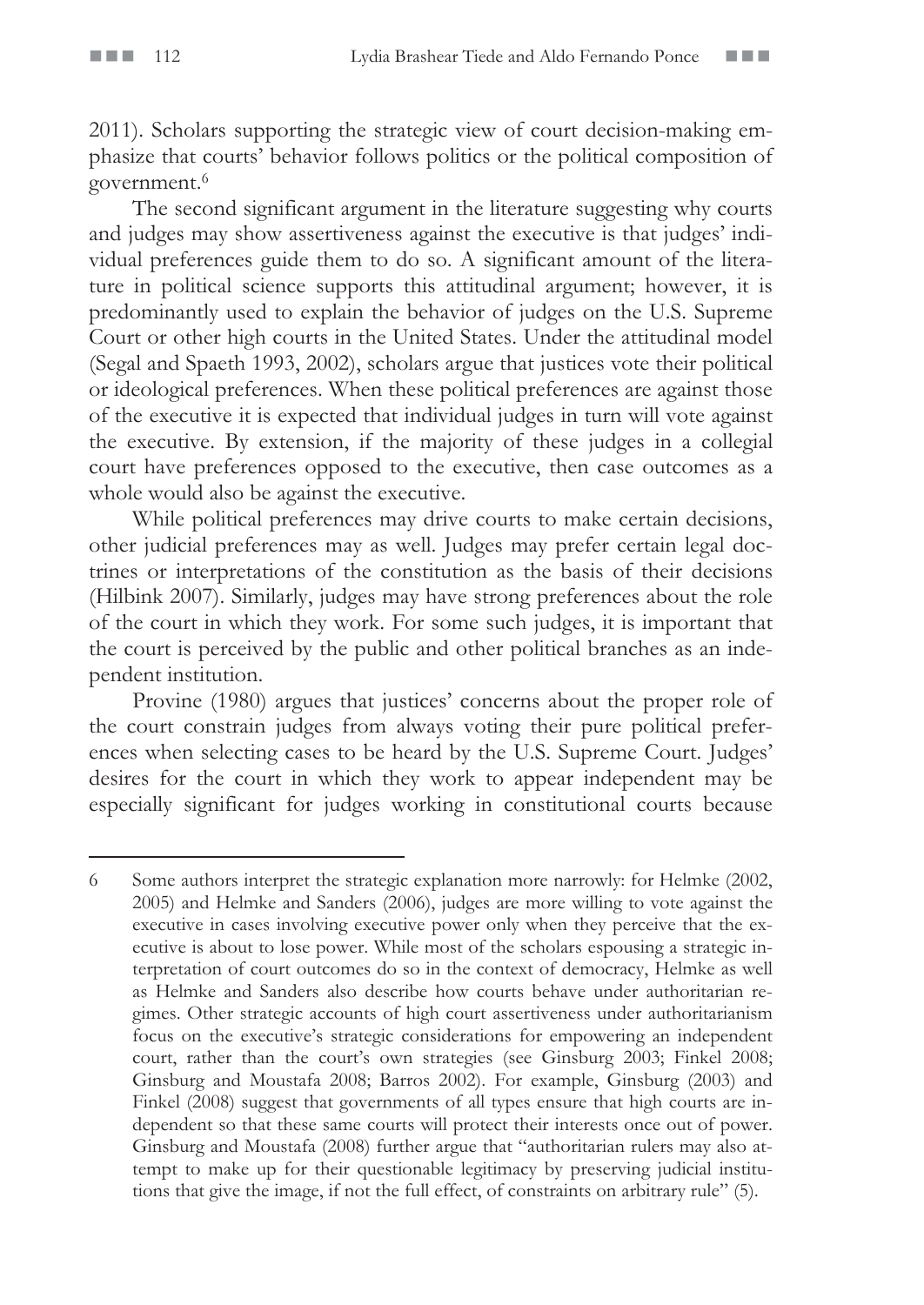2011). Scholars supporting the strategic view of court decision-making emphasize that courts' behavior follows politics or the political composition of government.[6]

The second significant argument in the literature suggesting why courts and judges may show assertiveness against the executive is that judges' individual preferences guide them to do so. A significant amount of the literature in political science supports this attitudinal argument; however, it is predominantly used to explain the behavior of judges on the U.S. Supreme Court or other high courts in the United States. Under the attitudinal model (Segal and Spaeth 1993, 2002), scholars argue that justices vote their political or ideological preferences. When these political preferences are against those of the executive it is expected that individual judges in turn will vote against the executive. By extension, if the majority of these judges in a collegial court have preferences opposed to the executive, then case outcomes as a whole would also be against the executive.

While political preferences may drive courts to make certain decisions, other judicial preferences may as well. Judges may prefer certain legal doctrines or interpretations of the constitution as the basis of their decisions (Hilbink 2007). Similarly, judges may have strong preferences about the role of the court in which they work. For some such judges, it is important that the court is perceived by the public and other political branches as an independent institution.

Provine (1980) argues that justices' concerns about the proper role of the court constrain judges from always voting their pure political preferences when selecting cases to be heard by the U.S. Supreme Court. Judges' desires for the court in which they work to appear independent may be especially significant for judges working in constitutional courts because

---

6 Some authors interpret the strategic explanation more narrowly: for Helmke (2002, 2005) and Helmke and Sanders (2006), judges are more willing to vote against the executive in cases involving executive power only when they perceive that the executive is about to lose power. While most of the scholars espousing a strategic interpretation of court outcomes do so in the context of democracy, Helmke as well as Helmke and Sanders also describe how courts behave under authoritarian regimes. Other strategic accounts of high court assertiveness under authoritarianism focus on the executive's strategic considerations for empowering an independent court, rather than the court's own strategies (see Ginsburg 2003; Finkel 2008; Ginsburg and Moustafa 2008; Barros 2002). For example, Ginsburg (2003) and Finkel (2008) suggest that governments of all types ensure that high courts are independent so that these same courts will protect their interests once out of power. Ginsburg and Moustafa (2008) further argue that "authoritarian rulers may also attempt to make up for their questionable legitimacy by preserving judicial institutions that give the image, if not the full effect, of constraints on arbitrary rule" (5).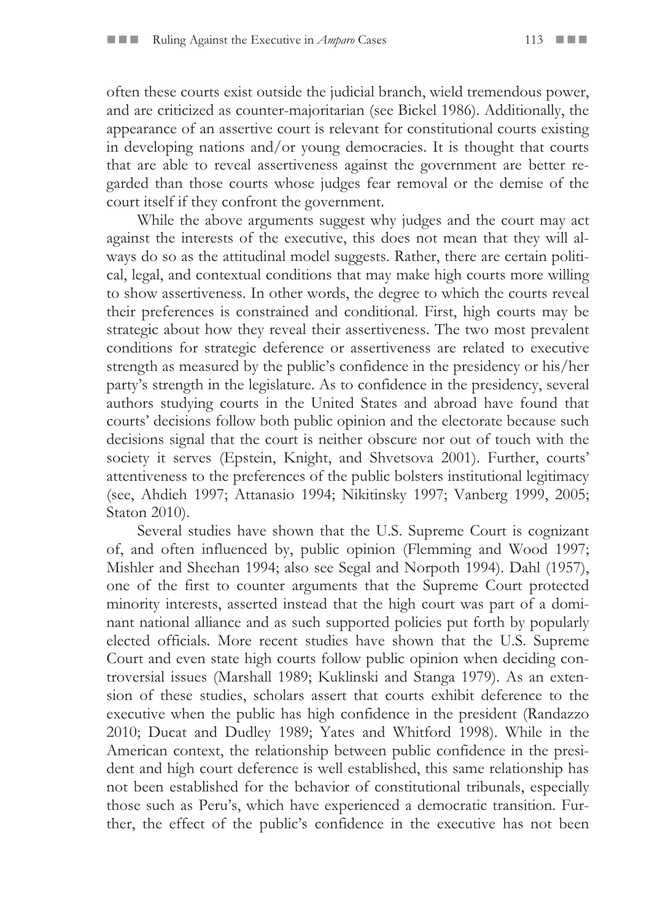often these courts exist outside the judicial branch, wield tremendous power, and are criticized as counter-majoritarian (see Bickel 1986). Additionally, the appearance of an assertive court is relevant for constitutional courts existing in developing nations and/or young democracies. It is thought that courts that are able to reveal assertiveness against the government are better regarded than those courts whose judges fear removal or the demise of the court itself if they confront the government.

While the above arguments suggest why judges and the court may act against the interests of the executive, this does not mean that they will always do so as the attitudinal model suggests. Rather, there are certain political, legal, and contextual conditions that may make high courts more willing to show assertiveness. In other words, the degree to which the courts reveal their preferences is constrained and conditional. First, high courts may be strategic about how they reveal their assertiveness. The two most prevalent conditions for strategic deference or assertiveness are related to executive strength as measured by the public's confidence in the presidency or his/her party's strength in the legislature. As to confidence in the presidency, several authors studying courts in the United States and abroad have found that courts' decisions follow both public opinion and the electorate because such decisions signal that the court is neither obscure nor out of touch with the society it serves (Epstein, Knight, and Shvetsova 2001). Further, courts' attentiveness to the preferences of the public bolsters institutional legitimacy (see, Ahdieh 1997; Attanasio 1994; Nikitinsky 1997; Vanberg 1999, 2005; Staton 2010).

Several studies have shown that the U.S. Supreme Court is cognizant of, and often influenced by, public opinion (Flemming and Wood 1997; Mishler and Sheehan 1994; also see Segal and Norpoth 1994). Dahl (1957), one of the first to counter arguments that the Supreme Court protected minority interests, asserted instead that the high court was part of a dominant national alliance and as such supported policies put forth by popularly elected officials. More recent studies have shown that the U.S. Supreme Court and even state high courts follow public opinion when deciding controversial issues (Marshall 1989; Kuklinski and Stanga 1979). As an extension of these studies, scholars assert that courts exhibit deference to the executive when the public has high confidence in the president (Randazzo 2010; Ducat and Dudley 1989; Yates and Whitford 1998). While in the American context, the relationship between public confidence in the president and high court deference is well established, this same relationship has not been established for the behavior of constitutional tribunals, especially those such as Peru's, which have experienced a democratic transition. Further, the effect of the public's confidence in the executive has not been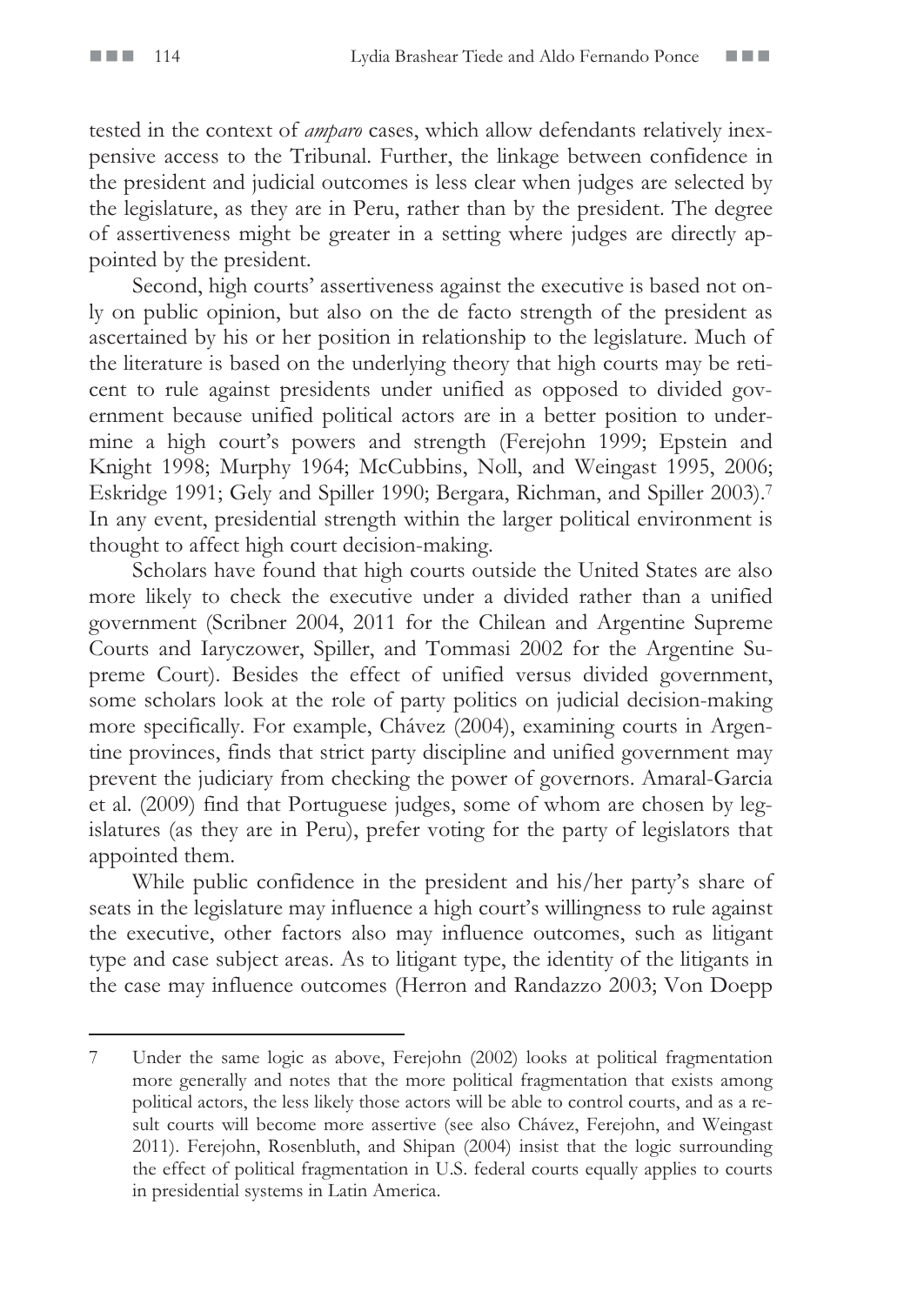tested in the context of *amparo* cases, which allow defendants relatively inexpensive access to the Tribunal. Further, the linkage between confidence in the president and judicial outcomes is less clear when judges are selected by the legislature, as they are in Peru, rather than by the president. The degree of assertiveness might be greater in a setting where judges are directly appointed by the president.

Second, high courts' assertiveness against the executive is based not only on public opinion, but also on the de facto strength of the president as ascertained by his or her position in relationship to the legislature. Much of the literature is based on the underlying theory that high courts may be reticent to rule against presidents under unified as opposed to divided government because unified political actors are in a better position to undermine a high court's powers and strength (Ferejohn 1999; Epstein and Knight 1998; Murphy 1964; McCubbins, Noll, and Weingast 1995, 2006; Eskridge 1991; Gely and Spiller 1990; Bergara, Richman, and Spiller 2003).[7] In any event, presidential strength within the larger political environment is thought to affect high court decision-making.

Scholars have found that high courts outside the United States are also more likely to check the executive under a divided rather than a unified government (Scribner 2004, 2011 for the Chilean and Argentine Supreme Courts and Iaryczower, Spiller, and Tommasi 2002 for the Argentine Supreme Court). Besides the effect of unified versus divided government, some scholars look at the role of party politics on judicial decision-making more specifically. For example, Chávez (2004), examining courts in Argentine provinces, finds that strict party discipline and unified government may prevent the judiciary from checking the power of governors. Amaral-Garcia et al. (2009) find that Portuguese judges, some of whom are chosen by legislatures (as they are in Peru), prefer voting for the party of legislators that appointed them.

While public confidence in the president and his/her party's share of seats in the legislature may influence a high court's willingness to rule against the executive, other factors also may influence outcomes, such as litigant type and case subject areas. As to litigant type, the identity of the litigants in the case may influence outcomes (Herron and Randazzo 2003; Von Doepp

---

7 Under the same logic as above, Ferejohn (2002) looks at political fragmentation more generally and notes that the more political fragmentation that exists among political actors, the less likely those actors will be able to control courts, and as a result courts will become more assertive (see also Chávez, Ferejohn, and Weingast 2011). Ferejohn, Rosenbluth, and Shipan (2004) insist that the logic surrounding the effect of political fragmentation in U.S. federal courts equally applies to courts in presidential systems in Latin America.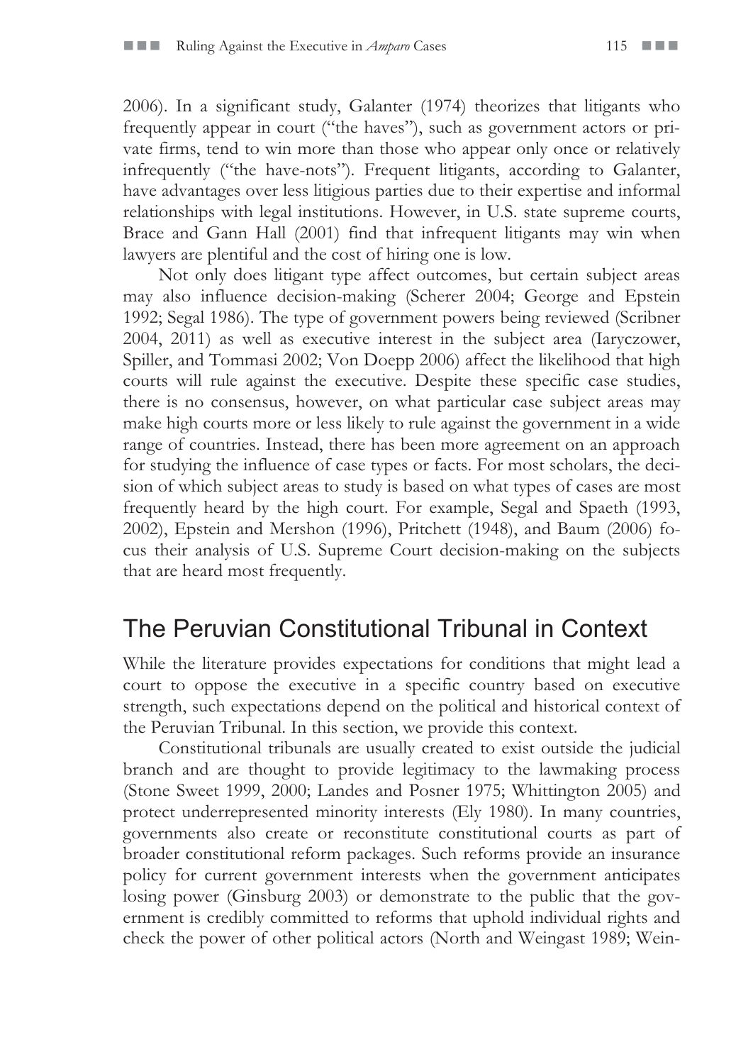2006). In a significant study, Galanter (1974) theorizes that litigants who frequently appear in court ("the haves"), such as government actors or private firms, tend to win more than those who appear only once or relatively infrequently ("the have-nots"). Frequent litigants, according to Galanter, have advantages over less litigious parties due to their expertise and informal relationships with legal institutions. However, in U.S. state supreme courts, Brace and Gann Hall (2001) find that infrequent litigants may win when lawyers are plentiful and the cost of hiring one is low.

Not only does litigant type affect outcomes, but certain subject areas may also influence decision-making (Scherer 2004; George and Epstein 1992; Segal 1986). The type of government powers being reviewed (Scribner 2004, 2011) as well as executive interest in the subject area (Iaryczower, Spiller, and Tommasi 2002; Von Doepp 2006) affect the likelihood that high courts will rule against the executive. Despite these specific case studies, there is no consensus, however, on what particular case subject areas may make high courts more or less likely to rule against the government in a wide range of countries. Instead, there has been more agreement on an approach for studying the influence of case types or facts. For most scholars, the decision of which subject areas to study is based on what types of cases are most frequently heard by the high court. For example, Segal and Spaeth (1993, 2002), Epstein and Mershon (1996), Pritchett (1948), and Baum (2006) focus their analysis of U.S. Supreme Court decision-making on the subjects that are heard most frequently.

## The Peruvian Constitutional Tribunal in Context

While the literature provides expectations for conditions that might lead a court to oppose the executive in a specific country based on executive strength, such expectations depend on the political and historical context of the Peruvian Tribunal. In this section, we provide this context.

Constitutional tribunals are usually created to exist outside the judicial branch and are thought to provide legitimacy to the lawmaking process (Stone Sweet 1999, 2000; Landes and Posner 1975; Whittington 2005) and protect underrepresented minority interests (Ely 1980). In many countries, governments also create or reconstitute constitutional courts as part of broader constitutional reform packages. Such reforms provide an insurance policy for current government interests when the government anticipates losing power (Ginsburg 2003) or demonstrate to the public that the government is credibly committed to reforms that uphold individual rights and check the power of other political actors (North and Weingast 1989; Wein-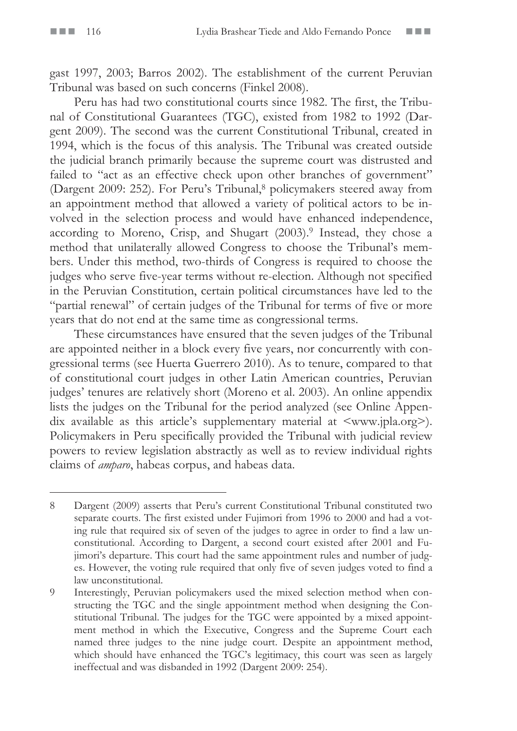gast 1997, 2003; Barros 2002). The establishment of the current Peruvian Tribunal was based on such concerns (Finkel 2008).

Peru has had two constitutional courts since 1982. The first, the Tribunal of Constitutional Guarantees (TGC), existed from 1982 to 1992 (Dargent 2009). The second was the current Constitutional Tribunal, created in 1994, which is the focus of this analysis. The Tribunal was created outside the judicial branch primarily because the supreme court was distrusted and failed to "act as an effective check upon other branches of government" (Dargent 2009: 252). For Peru's Tribunal,[8] policymakers steered away from an appointment method that allowed a variety of political actors to be involved in the selection process and would have enhanced independence, according to Moreno, Crisp, and Shugart (2003).[9] Instead, they chose a method that unilaterally allowed Congress to choose the Tribunal's members. Under this method, two-thirds of Congress is required to choose the judges who serve five-year terms without re-election. Although not specified in the Peruvian Constitution, certain political circumstances have led to the "partial renewal" of certain judges of the Tribunal for terms of five or more years that do not end at the same time as congressional terms.

These circumstances have ensured that the seven judges of the Tribunal are appointed neither in a block every five years, nor concurrently with congressional terms (see Huerta Guerrero 2010). As to tenure, compared to that of constitutional court judges in other Latin American countries, Peruvian judges' tenures are relatively short (Moreno et al. 2003). An online appendix lists the judges on the Tribunal for the period analyzed (see Online Appendix available as this article's supplementary material at <www.jpla.org>). Policymakers in Peru specifically provided the Tribunal with judicial review powers to review legislation abstractly as well as to review individual rights claims of *amparo*, habeas corpus, and habeas data.

---

8 Dargent (2009) asserts that Peru's current Constitutional Tribunal constituted two separate courts. The first existed under Fujimori from 1996 to 2000 and had a voting rule that required six of seven of the judges to agree in order to find a law unconstitutional. According to Dargent, a second court existed after 2001 and Fujimori's departure. This court had the same appointment rules and number of judges. However, the voting rule required that only five of seven judges voted to find a law unconstitutional.

9 Interestingly, Peruvian policymakers used the mixed selection method when constructing the TGC and the single appointment method when designing the Constitutional Tribunal. The judges for the TGC were appointed by a mixed appointment method in which the Executive, Congress and the Supreme Court each named three judges to the nine judge court. Despite an appointment method, which should have enhanced the TGC's legitimacy, this court was seen as largely ineffectual and was disbanded in 1992 (Dargent 2009: 254).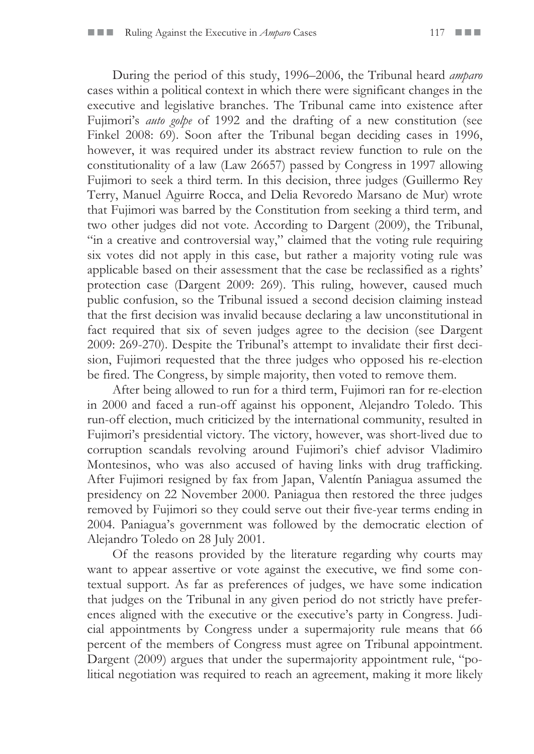During the period of this study, 1996–2006, the Tribunal heard *amparo* cases within a political context in which there were significant changes in the executive and legislative branches. The Tribunal came into existence after Fujimori's *auto golpe* of 1992 and the drafting of a new constitution (see Finkel 2008: 69). Soon after the Tribunal began deciding cases in 1996, however, it was required under its abstract review function to rule on the constitutionality of a law (Law 26657) passed by Congress in 1997 allowing Fujimori to seek a third term. In this decision, three judges (Guillermo Rey Terry, Manuel Aguirre Rocca, and Delia Revoredo Marsano de Mur) wrote that Fujimori was barred by the Constitution from seeking a third term, and two other judges did not vote. According to Dargent (2009), the Tribunal, "in a creative and controversial way," claimed that the voting rule requiring six votes did not apply in this case, but rather a majority voting rule was applicable based on their assessment that the case be reclassified as a rights' protection case (Dargent 2009: 269). This ruling, however, caused much public confusion, so the Tribunal issued a second decision claiming instead that the first decision was invalid because declaring a law unconstitutional in fact required that six of seven judges agree to the decision (see Dargent 2009: 269-270). Despite the Tribunal's attempt to invalidate their first decision, Fujimori requested that the three judges who opposed his re-election be fired. The Congress, by simple majority, then voted to remove them.

After being allowed to run for a third term, Fujimori ran for re-election in 2000 and faced a run-off against his opponent, Alejandro Toledo. This run-off election, much criticized by the international community, resulted in Fujimori's presidential victory. The victory, however, was short-lived due to corruption scandals revolving around Fujimori's chief advisor Vladimiro Montesinos, who was also accused of having links with drug trafficking. After Fujimori resigned by fax from Japan, Valentín Paniagua assumed the presidency on 22 November 2000. Paniagua then restored the three judges removed by Fujimori so they could serve out their five-year terms ending in 2004. Paniagua's government was followed by the democratic election of Alejandro Toledo on 28 July 2001.

Of the reasons provided by the literature regarding why courts may want to appear assertive or vote against the executive, we find some contextual support. As far as preferences of judges, we have some indication that judges on the Tribunal in any given period do not strictly have preferences aligned with the executive or the executive's party in Congress. Judicial appointments by Congress under a supermajority rule means that 66 percent of the members of Congress must agree on Tribunal appointment. Dargent (2009) argues that under the supermajority appointment rule, "political negotiation was required to reach an agreement, making it more likely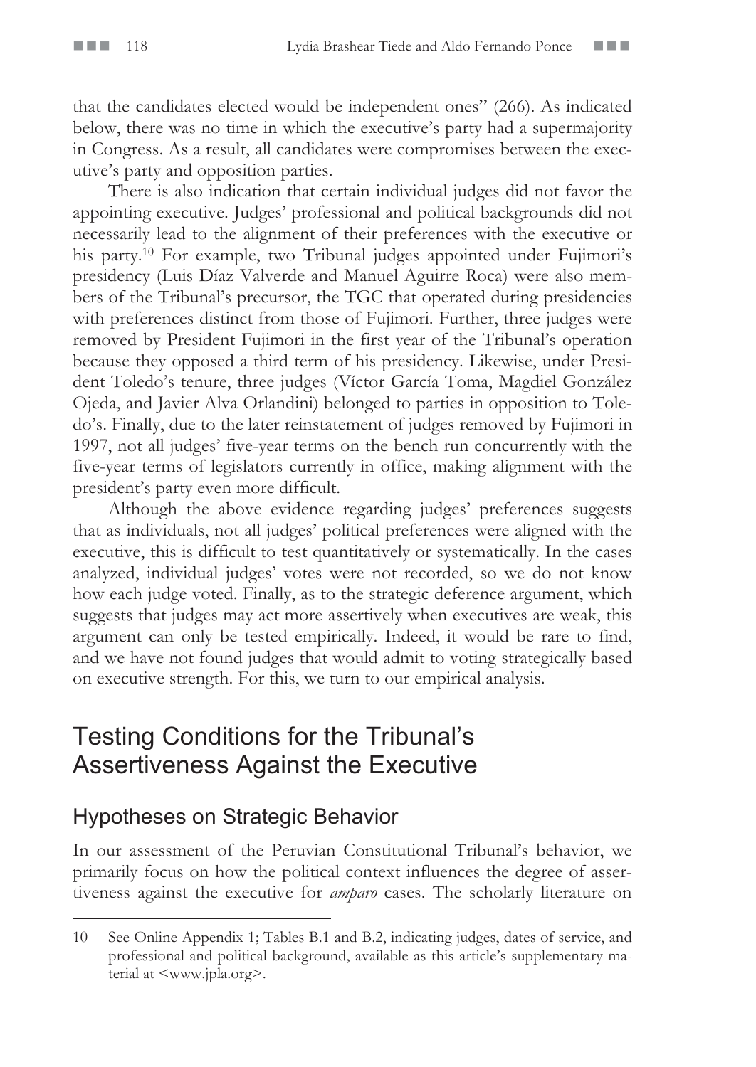that the candidates elected would be independent ones" (266). As indicated below, there was no time in which the executive's party had a supermajority in Congress. As a result, all candidates were compromises between the executive's party and opposition parties.

There is also indication that certain individual judges did not favor the appointing executive. Judges' professional and political backgrounds did not necessarily lead to the alignment of their preferences with the executive or his party.[10] For example, two Tribunal judges appointed under Fujimori's presidency (Luis Díaz Valverde and Manuel Aguirre Roca) were also members of the Tribunal's precursor, the TGC that operated during presidencies with preferences distinct from those of Fujimori. Further, three judges were removed by President Fujimori in the first year of the Tribunal's operation because they opposed a third term of his presidency. Likewise, under President Toledo's tenure, three judges (Víctor García Toma, Magdiel González Ojeda, and Javier Alva Orlandini) belonged to parties in opposition to Toledo's. Finally, due to the later reinstatement of judges removed by Fujimori in 1997, not all judges' five-year terms on the bench run concurrently with the five-year terms of legislators currently in office, making alignment with the president's party even more difficult.

Although the above evidence regarding judges' preferences suggests that as individuals, not all judges' political preferences were aligned with the executive, this is difficult to test quantitatively or systematically. In the cases analyzed, individual judges' votes were not recorded, so we do not know how each judge voted. Finally, as to the strategic deference argument, which suggests that judges may act more assertively when executives are weak, this argument can only be tested empirically. Indeed, it would be rare to find, and we have not found judges that would admit to voting strategically based on executive strength. For this, we turn to our empirical analysis.

# Testing Conditions for the Tribunal's Assertiveness Against the Executive

## Hypotheses on Strategic Behavior

In our assessment of the Peruvian Constitutional Tribunal's behavior, we primarily focus on how the political context influences the degree of assertiveness against the executive for *amparo* cases. The scholarly literature on

10 See Online Appendix 1; Tables B.1 and B.2, indicating judges, dates of service, and professional and political background, available as this article's supplementary material at <www.jpla.org>.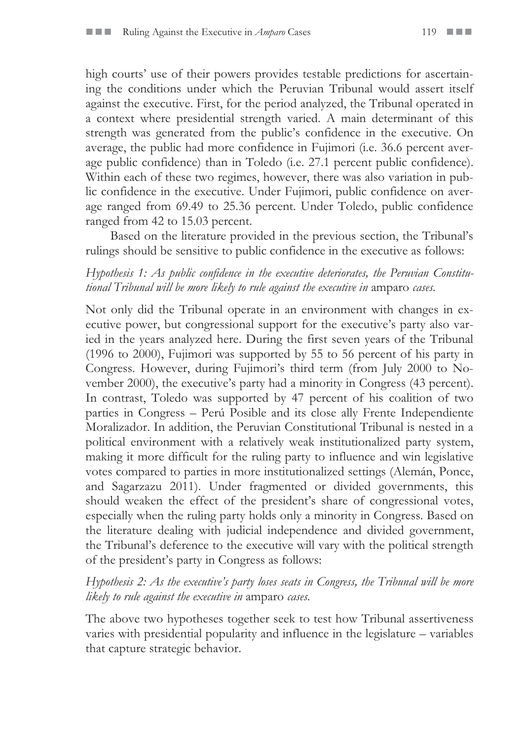high courts' use of their powers provides testable predictions for ascertaining the conditions under which the Peruvian Tribunal would assert itself against the executive. First, for the period analyzed, the Tribunal operated in a context where presidential strength varied. A main determinant of this strength was generated from the public's confidence in the executive. On average, the public had more confidence in Fujimori (i.e. 36.6 percent average public confidence) than in Toledo (i.e. 27.1 percent public confidence). Within each of these two regimes, however, there was also variation in public confidence in the executive. Under Fujimori, public confidence on average ranged from 69.49 to 25.36 percent. Under Toledo, public confidence ranged from 42 to 15.03 percent.

Based on the literature provided in the previous section, the Tribunal's rulings should be sensitive to public confidence in the executive as follows:

*Hypothesis 1: As public confidence in the executive deteriorates, the Peruvian Constitutional Tribunal will be more likely to rule against the executive in* amparo *cases.*

Not only did the Tribunal operate in an environment with changes in executive power, but congressional support for the executive's party also varied in the years analyzed here. During the first seven years of the Tribunal (1996 to 2000), Fujimori was supported by 55 to 56 percent of his party in Congress. However, during Fujimori's third term (from July 2000 to November 2000), the executive's party had a minority in Congress (43 percent). In contrast, Toledo was supported by 47 percent of his coalition of two parties in Congress – Perú Posible and its close ally Frente Independiente Moralizador. In addition, the Peruvian Constitutional Tribunal is nested in a political environment with a relatively weak institutionalized party system, making it more difficult for the ruling party to influence and win legislative votes compared to parties in more institutionalized settings (Alemán, Ponce, and Sagarzazu 2011). Under fragmented or divided governments, this should weaken the effect of the president's share of congressional votes, especially when the ruling party holds only a minority in Congress. Based on the literature dealing with judicial independence and divided government, the Tribunal's deference to the executive will vary with the political strength of the president's party in Congress as follows:

*Hypothesis 2: As the executive's party loses seats in Congress, the Tribunal will be more likely to rule against the executive in* amparo *cases.*

The above two hypotheses together seek to test how Tribunal assertiveness varies with presidential popularity and influence in the legislature – variables that capture strategic behavior.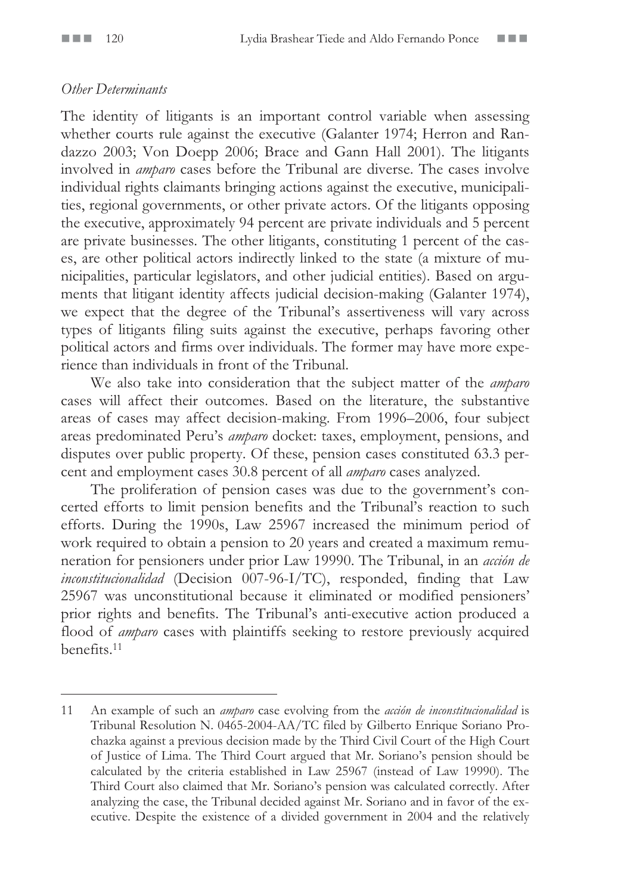*Other Determinants*

The identity of litigants is an important control variable when assessing whether courts rule against the executive (Galanter 1974; Herron and Randazzo 2003; Von Doepp 2006; Brace and Gann Hall 2001). The litigants involved in *amparo* cases before the Tribunal are diverse. The cases involve individual rights claimants bringing actions against the executive, municipalities, regional governments, or other private actors. Of the litigants opposing the executive, approximately 94 percent are private individuals and 5 percent are private businesses. The other litigants, constituting 1 percent of the cases, are other political actors indirectly linked to the state (a mixture of municipalities, particular legislators, and other judicial entities). Based on arguments that litigant identity affects judicial decision-making (Galanter 1974), we expect that the degree of the Tribunal's assertiveness will vary across types of litigants filing suits against the executive, perhaps favoring other political actors and firms over individuals. The former may have more experience than individuals in front of the Tribunal.

We also take into consideration that the subject matter of the *amparo* cases will affect their outcomes. Based on the literature, the substantive areas of cases may affect decision-making. From 1996–2006, four subject areas predominated Peru's *amparo* docket: taxes, employment, pensions, and disputes over public property. Of these, pension cases constituted 63.3 percent and employment cases 30.8 percent of all *amparo* cases analyzed.

The proliferation of pension cases was due to the government's concerted efforts to limit pension benefits and the Tribunal's reaction to such efforts. During the 1990s, Law 25967 increased the minimum period of work required to obtain a pension to 20 years and created a maximum remuneration for pensioners under prior Law 19990. The Tribunal, in an *acción de inconstitucionalidad* (Decision 007-96-I/TC), responded, finding that Law 25967 was unconstitutional because it eliminated or modified pensioners' prior rights and benefits. The Tribunal's anti-executive action produced a flood of *amparo* cases with plaintiffs seeking to restore previously acquired benefits.[11]

---

11 An example of such an *amparo* case evolving from the *acción de inconstitucionalidad* is Tribunal Resolution N. 0465-2004-AA/TC filed by Gilberto Enrique Soriano Prochazka against a previous decision made by the Third Civil Court of the High Court of Justice of Lima. The Third Court argued that Mr. Soriano's pension should be calculated by the criteria established in Law 25967 (instead of Law 19990). The Third Court also claimed that Mr. Soriano's pension was calculated correctly. After analyzing the case, the Tribunal decided against Mr. Soriano and in favor of the executive. Despite the existence of a divided government in 2004 and the relatively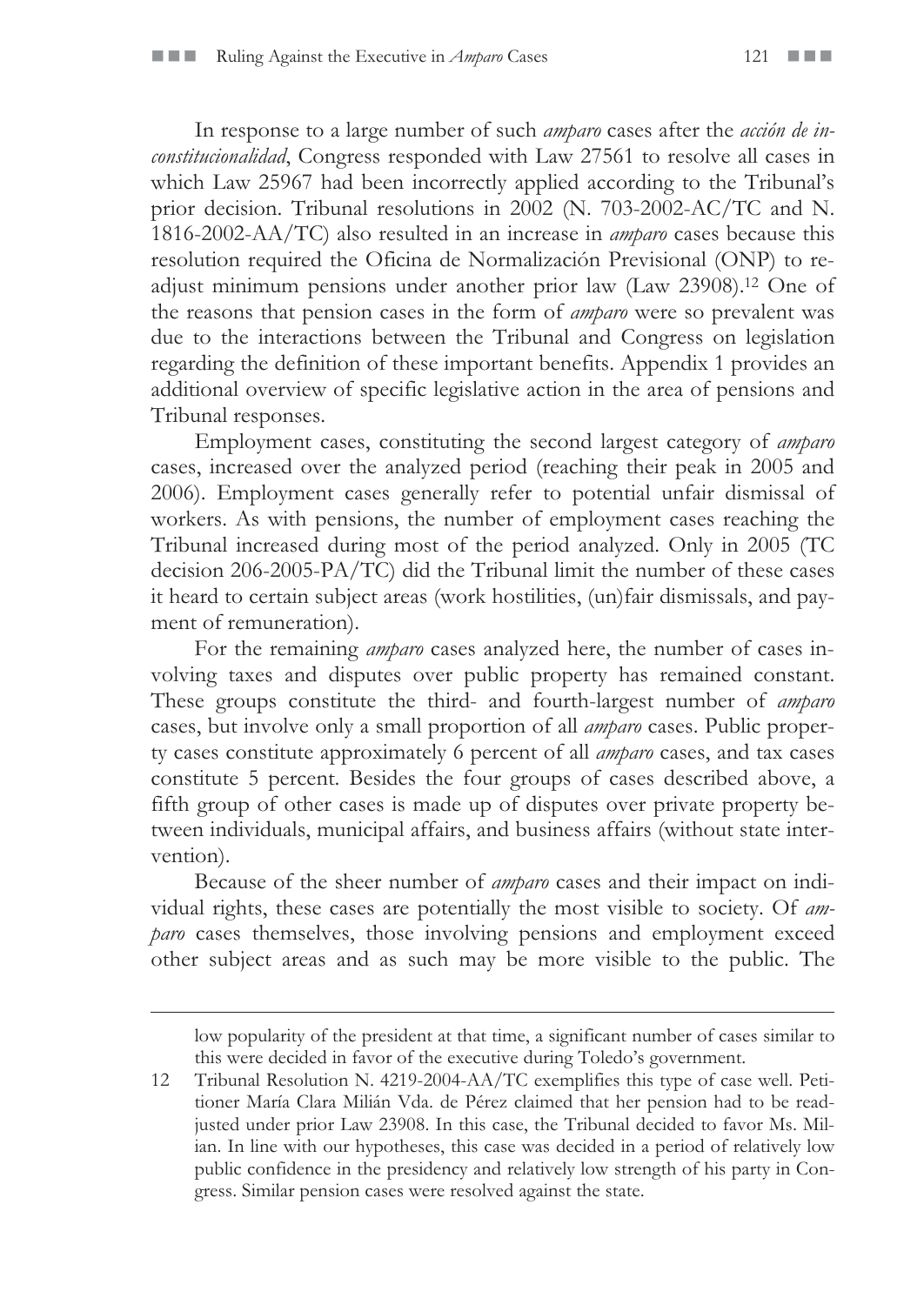In response to a large number of such *amparo* cases after the *acción de inconstitucionalidad*, Congress responded with Law 27561 to resolve all cases in which Law 25967 had been incorrectly applied according to the Tribunal's prior decision. Tribunal resolutions in 2002 (N. 703-2002-AC/TC and N. 1816-2002-AA/TC) also resulted in an increase in *amparo* cases because this resolution required the Oficina de Normalización Previsional (ONP) to readjust minimum pensions under another prior law (Law 23908).[12] One of the reasons that pension cases in the form of *amparo* were so prevalent was due to the interactions between the Tribunal and Congress on legislation regarding the definition of these important benefits. Appendix 1 provides an additional overview of specific legislative action in the area of pensions and Tribunal responses.

Employment cases, constituting the second largest category of *amparo* cases, increased over the analyzed period (reaching their peak in 2005 and 2006). Employment cases generally refer to potential unfair dismissal of workers. As with pensions, the number of employment cases reaching the Tribunal increased during most of the period analyzed. Only in 2005 (TC decision 206-2005-PA/TC) did the Tribunal limit the number of these cases it heard to certain subject areas (work hostilities, (un)fair dismissals, and payment of remuneration).

For the remaining *amparo* cases analyzed here, the number of cases involving taxes and disputes over public property has remained constant. These groups constitute the third- and fourth-largest number of *amparo* cases, but involve only a small proportion of all *amparo* cases. Public property cases constitute approximately 6 percent of all *amparo* cases, and tax cases constitute 5 percent. Besides the four groups of cases described above, a fifth group of other cases is made up of disputes over private property between individuals, municipal affairs, and business affairs (without state intervention).

Because of the sheer number of *amparo* cases and their impact on individual rights, these cases are potentially the most visible to society. Of *amparo* cases themselves, those involving pensions and employment exceed other subject areas and as such may be more visible to the public. The

---

low popularity of the president at that time, a significant number of cases similar to this were decided in favor of the executive during Toledo's government.

12 Tribunal Resolution N. 4219-2004-AA/TC exemplifies this type of case well. Petitioner María Clara Milián Vda. de Pérez claimed that her pension had to be readjusted under prior Law 23908. In this case, the Tribunal decided to favor Ms. Milian. In line with our hypotheses, this case was decided in a period of relatively low public confidence in the presidency and relatively low strength of his party in Congress. Similar pension cases were resolved against the state.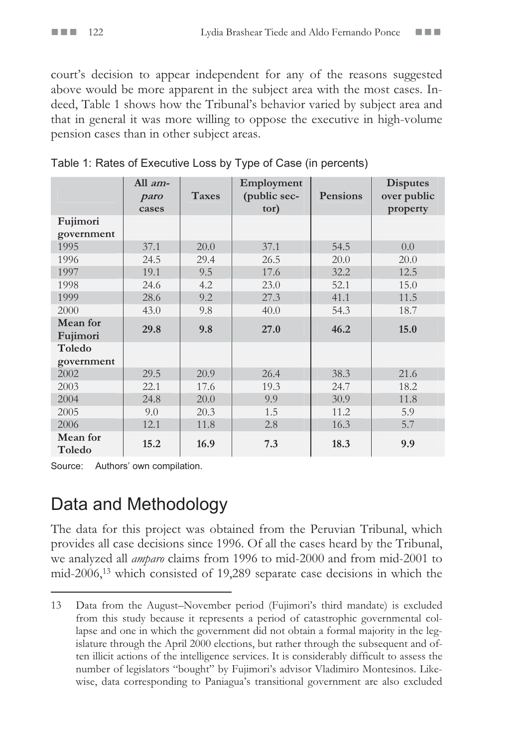court's decision to appear independent for any of the reasons suggested above would be more apparent in the subject area with the most cases. Indeed, Table 1 shows how the Tribunal's behavior varied by subject area and that in general it was more willing to oppose the executive in high-volume pension cases than in other subject areas.

Table 1: Rates of Executive Loss by Type of Case (in percents)

| | All *amparo* cases | Taxes | Employment (public sector) | Pensions | Disputes over public property |
|---|---|---|---|---|---|
| **Fujimori government** | | | | | |
| 1995 | 37.1 | 20.0 | 37.1 | 54.5 | 0.0 |
| 1996 | 24.5 | 29.4 | 26.5 | 20.0 | 20.0 |
| 1997 | 19.1 | 9.5 | 17.6 | 32.2 | 12.5 |
| 1998 | 24.6 | 4.2 | 23.0 | 52.1 | 15.0 |
| 1999 | 28.6 | 9.2 | 27.3 | 41.1 | 11.5 |
| 2000 | 43.0 | 9.8 | 40.0 | 54.3 | 18.7 |
| **Mean for Fujimori** | **29.8** | **9.8** | **27.0** | **46.2** | **15.0** |
| **Toledo government** | | | | | |
| 2002 | 29.5 | 20.9 | 26.4 | 38.3 | 21.6 |
| 2003 | 22.1 | 17.6 | 19.3 | 24.7 | 18.2 |
| 2004 | 24.8 | 20.0 | 9.9 | 30.9 | 11.8 |
| 2005 | 9.0 | 20.3 | 1.5 | 11.2 | 5.9 |
| 2006 | 12.1 | 11.8 | 2.8 | 16.3 | 5.7 |
| **Mean for Toledo** | **15.2** | **16.9** | **7.3** | **18.3** | **9.9** |

Source: Authors' own compilation.

## Data and Methodology

The data for this project was obtained from the Peruvian Tribunal, which provides all case decisions since 1996. Of all the cases heard by the Tribunal, we analyzed all *amparo* claims from 1996 to mid-2000 and from mid-2001 to mid-2006,[13] which consisted of 19,289 separate case decisions in which the

---

13 Data from the August–November period (Fujimori's third mandate) is excluded from this study because it represents a period of catastrophic governmental collapse and one in which the government did not obtain a formal majority in the legislature through the April 2000 elections, but rather through the subsequent and often illicit actions of the intelligence services. It is considerably difficult to assess the number of legislators "bought" by Fujimori's advisor Vladimiro Montesinos. Likewise, data corresponding to Paniagua's transitional government are also excluded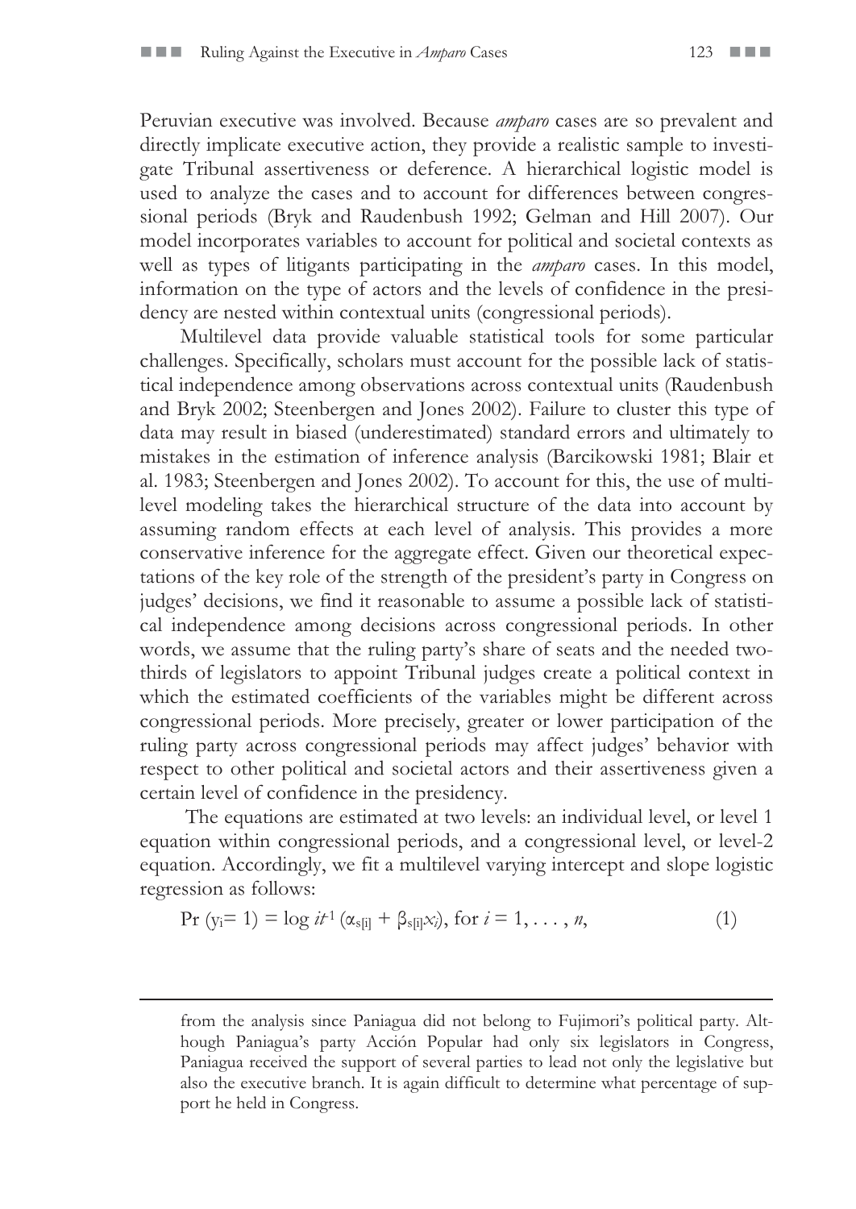Peruvian executive was involved. Because *amparo* cases are so prevalent and directly implicate executive action, they provide a realistic sample to investigate Tribunal assertiveness or deference. A hierarchical logistic model is used to analyze the cases and to account for differences between congressional periods (Bryk and Raudenbush 1992; Gelman and Hill 2007). Our model incorporates variables to account for political and societal contexts as well as types of litigants participating in the *amparo* cases. In this model, information on the type of actors and the levels of confidence in the presidency are nested within contextual units (congressional periods).

Multilevel data provide valuable statistical tools for some particular challenges. Specifically, scholars must account for the possible lack of statistical independence among observations across contextual units (Raudenbush and Bryk 2002; Steenbergen and Jones 2002). Failure to cluster this type of data may result in biased (underestimated) standard errors and ultimately to mistakes in the estimation of inference analysis (Barcikowski 1981; Blair et al. 1983; Steenbergen and Jones 2002). To account for this, the use of multilevel modeling takes the hierarchical structure of the data into account by assuming random effects at each level of analysis. This provides a more conservative inference for the aggregate effect. Given our theoretical expectations of the key role of the strength of the president's party in Congress on judges' decisions, we find it reasonable to assume a possible lack of statistical independence among decisions across congressional periods. In other words, we assume that the ruling party's share of seats and the needed two-thirds of legislators to appoint Tribunal judges create a political context in which the estimated coefficients of the variables might be different across congressional periods. More precisely, greater or lower participation of the ruling party across congressional periods may affect judges' behavior with respect to other political and societal actors and their assertiveness given a certain level of confidence in the presidency.

The equations are estimated at two levels: an individual level, or level 1 equation within congressional periods, and a congressional level, or level-2 equation. Accordingly, we fit a multilevel varying intercept and slope logistic regression as follows:

$$\Pr(y_i = 1) = \operatorname{logit}^{-1}(\alpha_{s[i]} + \beta_{s[i]} x_i), \text{ for } i = 1, \ldots, n, \qquad (1)$$

---

from the analysis since Paniagua did not belong to Fujimori's political party. Although Paniagua's party Acción Popular had only six legislators in Congress, Paniagua received the support of several parties to lead not only the legislative but also the executive branch. It is again difficult to determine what percentage of support he held in Congress.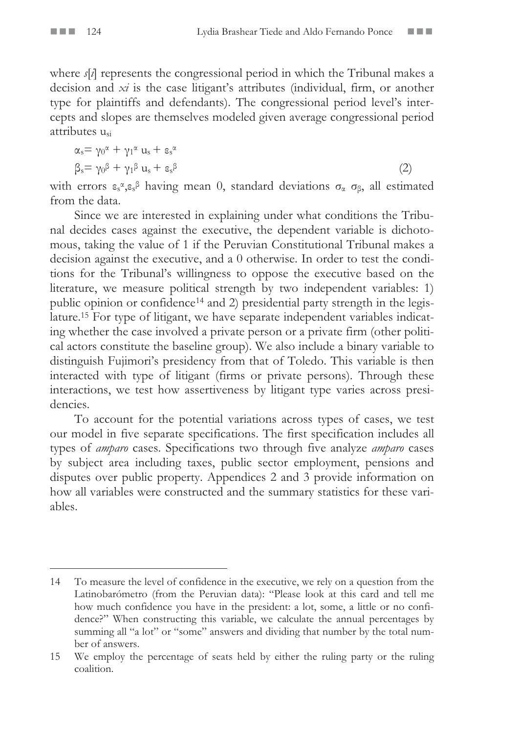where $s[i]$ represents the congressional period in which the Tribunal makes a decision and $xi$ is the case litigant's attributes (individual, firm, or another type for plaintiffs and defendants). The congressional period level's intercepts and slopes are themselves modeled given average congressional period attributes $u_{si}$

$$\alpha_s = \gamma_0^\alpha + \gamma_1^\alpha u_s + \varepsilon_s^\alpha$$
$$\beta_s = \gamma_0^\beta + \gamma_1^\beta u_s + \varepsilon_s^\beta \qquad (2)$$

with errors $\varepsilon_s^\alpha, \varepsilon_s^\beta$ having mean 0, standard deviations $\sigma_\alpha$ $\sigma_\beta$, all estimated from the data.

Since we are interested in explaining under what conditions the Tribunal decides cases against the executive, the dependent variable is dichotomous, taking the value of 1 if the Peruvian Constitutional Tribunal makes a decision against the executive, and a 0 otherwise. In order to test the conditions for the Tribunal's willingness to oppose the executive based on the literature, we measure political strength by two independent variables: 1) public opinion or confidence[14] and 2) presidential party strength in the legislature.[15] For type of litigant, we have separate independent variables indicating whether the case involved a private person or a private firm (other political actors constitute the baseline group). We also include a binary variable to distinguish Fujimori's presidency from that of Toledo. This variable is then interacted with type of litigant (firms or private persons). Through these interactions, we test how assertiveness by litigant type varies across presidencies.

To account for the potential variations across types of cases, we test our model in five separate specifications. The first specification includes all types of *amparo* cases. Specifications two through five analyze *amparo* cases by subject area including taxes, public sector employment, pensions and disputes over public property. Appendices 2 and 3 provide information on how all variables were constructed and the summary statistics for these variables.

---

14 To measure the level of confidence in the executive, we rely on a question from the Latinobarómetro (from the Peruvian data): "Please look at this card and tell me how much confidence you have in the president: a lot, some, a little or no confidence?" When constructing this variable, we calculate the annual percentages by summing all "a lot" or "some" answers and dividing that number by the total number of answers.

15 We employ the percentage of seats held by either the ruling party or the ruling coalition.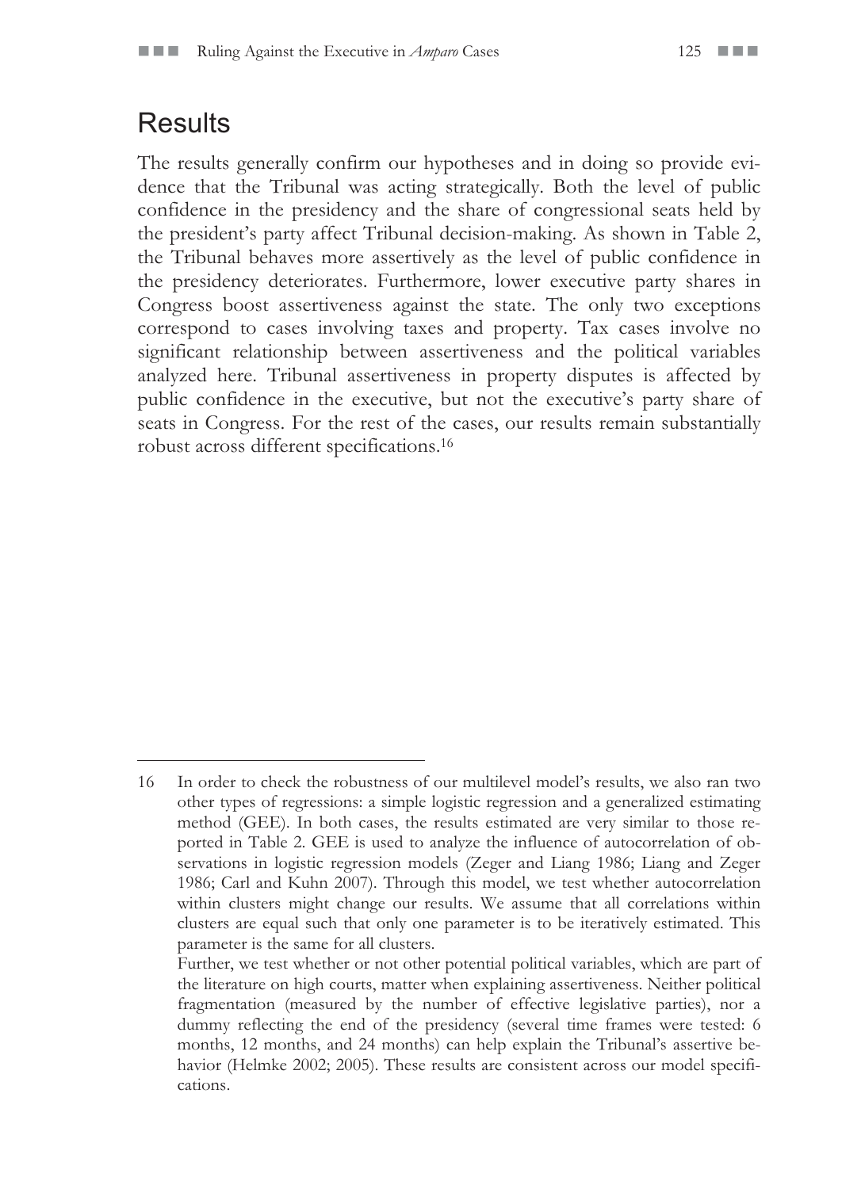## Results

The results generally confirm our hypotheses and in doing so provide evidence that the Tribunal was acting strategically. Both the level of public confidence in the presidency and the share of congressional seats held by the president's party affect Tribunal decision-making. As shown in Table 2, the Tribunal behaves more assertively as the level of public confidence in the presidency deteriorates. Furthermore, lower executive party shares in Congress boost assertiveness against the state. The only two exceptions correspond to cases involving taxes and property. Tax cases involve no significant relationship between assertiveness and the political variables analyzed here. Tribunal assertiveness in property disputes is affected by public confidence in the executive, but not the executive's party share of seats in Congress. For the rest of the cases, our results remain substantially robust across different specifications.[16]

---

16 In order to check the robustness of our multilevel model's results, we also ran two other types of regressions: a simple logistic regression and a generalized estimating method (GEE). In both cases, the results estimated are very similar to those reported in Table 2. GEE is used to analyze the influence of autocorrelation of observations in logistic regression models (Zeger and Liang 1986; Liang and Zeger 1986; Carl and Kuhn 2007). Through this model, we test whether autocorrelation within clusters might change our results. We assume that all correlations within clusters are equal such that only one parameter is to be iteratively estimated. This parameter is the same for all clusters.

Further, we test whether or not other potential political variables, which are part of the literature on high courts, matter when explaining assertiveness. Neither political fragmentation (measured by the number of effective legislative parties), nor a dummy reflecting the end of the presidency (several time frames were tested: 6 months, 12 months, and 24 months) can help explain the Tribunal's assertive behavior (Helmke 2002; 2005). These results are consistent across our model specifications.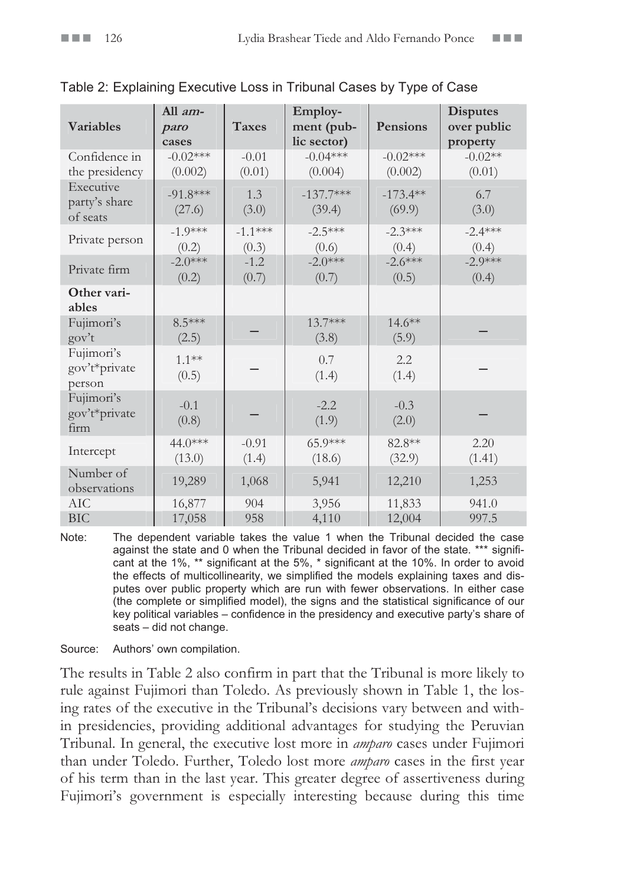Table 2: Explaining Executive Loss in Tribunal Cases by Type of Case

| Variables | All *amparo* cases | Taxes | Employment (public sector) | Pensions | Disputes over public property |
|---|---|---|---|---|---|
| Confidence in the presidency | -0.02***<br>(0.002) | -0.01<br>(0.01) | -0.04***<br>(0.004) | -0.02***<br>(0.002) | -0.02**<br>(0.01) |
| Executive party's share of seats | -91.8***<br>(27.6) | 1.3<br>(3.0) | -137.7***<br>(39.4) | -173.4**<br>(69.9) | 6.7<br>(3.0) |
| Private person | -1.9***<br>(0.2) | -1.1***<br>(0.3) | -2.5***<br>(0.6) | -2.3***<br>(0.4) | -2.4***<br>(0.4) |
| Private firm | -2.0***<br>(0.2) | -1.2<br>(0.7) | -2.0***<br>(0.7) | -2.6***<br>(0.5) | -2.9***<br>(0.4) |
| **Other variables** | | | | | |
| Fujimori's gov't | 8.5***<br>(2.5) | – | 13.7***<br>(3.8) | 14.6**<br>(5.9) | – |
| Fujimori's gov't*private person | 1.1**<br>(0.5) | – | 0.7<br>(1.4) | 2.2<br>(1.4) | – |
| Fujimori's gov't*private firm | -0.1<br>(0.8) | – | -2.2<br>(1.9) | -0.3<br>(2.0) | – |
| Intercept | 44.0***<br>(13.0) | -0.91<br>(1.4) | 65.9***<br>(18.6) | 82.8**<br>(32.9) | 2.20<br>(1.41) |
| Number of observations | 19,289 | 1,068 | 5,941 | 12,210 | 1,253 |
| AIC | 16,877 | 904 | 3,956 | 11,833 | 941.0 |
| BIC | 17,058 | 958 | 4,110 | 12,004 | 997.5 |

Note: The dependent variable takes the value 1 when the Tribunal decided the case against the state and 0 when the Tribunal decided in favor of the state. *** significant at the 1%, ** significant at the 5%, * significant at the 10%. In order to avoid the effects of multicollinearity, we simplified the models explaining taxes and disputes over public property which are run with fewer observations. In either case (the complete or simplified model), the signs and the statistical significance of our key political variables – confidence in the presidency and executive party's share of seats – did not change.

Source: Authors' own compilation.

The results in Table 2 also confirm in part that the Tribunal is more likely to rule against Fujimori than Toledo. As previously shown in Table 1, the losing rates of the executive in the Tribunal's decisions vary between and within presidencies, providing additional advantages for studying the Peruvian Tribunal. In general, the executive lost more in *amparo* cases under Fujimori than under Toledo. Further, Toledo lost more *amparo* cases in the first year of his term than in the last year. This greater degree of assertiveness during Fujimori's government is especially interesting because during this time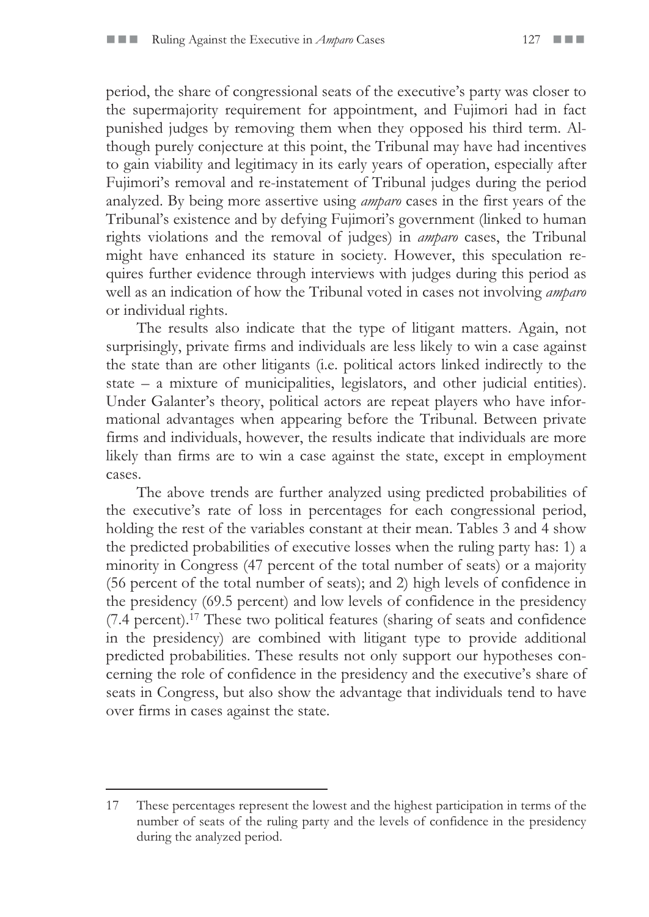period, the share of congressional seats of the executive's party was closer to the supermajority requirement for appointment, and Fujimori had in fact punished judges by removing them when they opposed his third term. Although purely conjecture at this point, the Tribunal may have had incentives to gain viability and legitimacy in its early years of operation, especially after Fujimori's removal and re-instatement of Tribunal judges during the period analyzed. By being more assertive using *amparo* cases in the first years of the Tribunal's existence and by defying Fujimori's government (linked to human rights violations and the removal of judges) in *amparo* cases, the Tribunal might have enhanced its stature in society. However, this speculation requires further evidence through interviews with judges during this period as well as an indication of how the Tribunal voted in cases not involving *amparo* or individual rights.

The results also indicate that the type of litigant matters. Again, not surprisingly, private firms and individuals are less likely to win a case against the state than are other litigants (i.e. political actors linked indirectly to the state – a mixture of municipalities, legislators, and other judicial entities). Under Galanter's theory, political actors are repeat players who have informational advantages when appearing before the Tribunal. Between private firms and individuals, however, the results indicate that individuals are more likely than firms are to win a case against the state, except in employment cases.

The above trends are further analyzed using predicted probabilities of the executive's rate of loss in percentages for each congressional period, holding the rest of the variables constant at their mean. Tables 3 and 4 show the predicted probabilities of executive losses when the ruling party has: 1) a minority in Congress (47 percent of the total number of seats) or a majority (56 percent of the total number of seats); and 2) high levels of confidence in the presidency (69.5 percent) and low levels of confidence in the presidency (7.4 percent).[17] These two political features (sharing of seats and confidence in the presidency) are combined with litigant type to provide additional predicted probabilities. These results not only support our hypotheses concerning the role of confidence in the presidency and the executive's share of seats in Congress, but also show the advantage that individuals tend to have over firms in cases against the state.

---

17 These percentages represent the lowest and the highest participation in terms of the number of seats of the ruling party and the levels of confidence in the presidency during the analyzed period.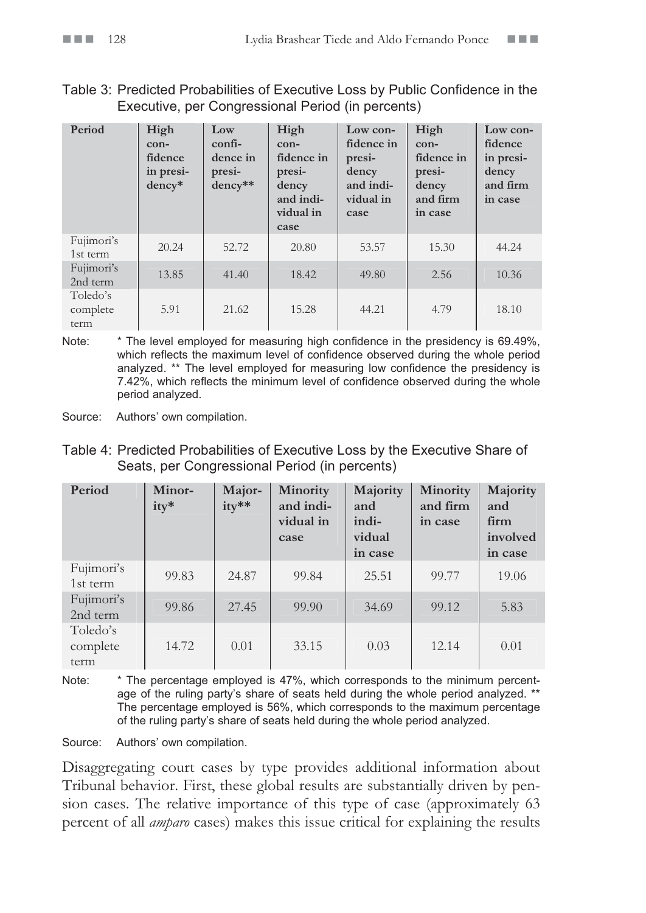Table 3: Predicted Probabilities of Executive Loss by Public Confidence in the Executive, per Congressional Period (in percents)

| Period | High confidence in presidency* | Low confidence in presidency** | High confidence in presidency and individual in case | Low confidence in presidency and individual in case | High confidence in presidency and firm in case | Low confidence in presidency and firm in case |
|---|---|---|---|---|---|---|
| Fujimori's 1st term | 20.24 | 52.72 | 20.80 | 53.57 | 15.30 | 44.24 |
| Fujimori's 2nd term | 13.85 | 41.40 | 18.42 | 49.80 | 2.56 | 10.36 |
| Toledo's complete term | 5.91 | 21.62 | 15.28 | 44.21 | 4.79 | 18.10 |

Note: * The level employed for measuring high confidence in the presidency is 69.49%, which reflects the maximum level of confidence observed during the whole period analyzed. ** The level employed for measuring low confidence the presidency is 7.42%, which reflects the minimum level of confidence observed during the whole period analyzed.

Source: Authors' own compilation.

Table 4: Predicted Probabilities of Executive Loss by the Executive Share of Seats, per Congressional Period (in percents)

| Period | Minority* | Majority** | Minority and individual in case | Majority and individual in case | Minority and firm in case | Majority and firm involved in case |
|---|---|---|---|---|---|---|
| Fujimori's 1st term | 99.83 | 24.87 | 99.84 | 25.51 | 99.77 | 19.06 |
| Fujimori's 2nd term | 99.86 | 27.45 | 99.90 | 34.69 | 99.12 | 5.83 |
| Toledo's complete term | 14.72 | 0.01 | 33.15 | 0.03 | 12.14 | 0.01 |

Note: * The percentage employed is 47%, which corresponds to the minimum percentage of the ruling party's share of seats held during the whole period analyzed. ** The percentage employed is 56%, which corresponds to the maximum percentage of the ruling party's share of seats held during the whole period analyzed.

Source: Authors' own compilation.

Disaggregating court cases by type provides additional information about Tribunal behavior. First, these global results are substantially driven by pension cases. The relative importance of this type of case (approximately 63 percent of all *amparo* cases) makes this issue critical for explaining the results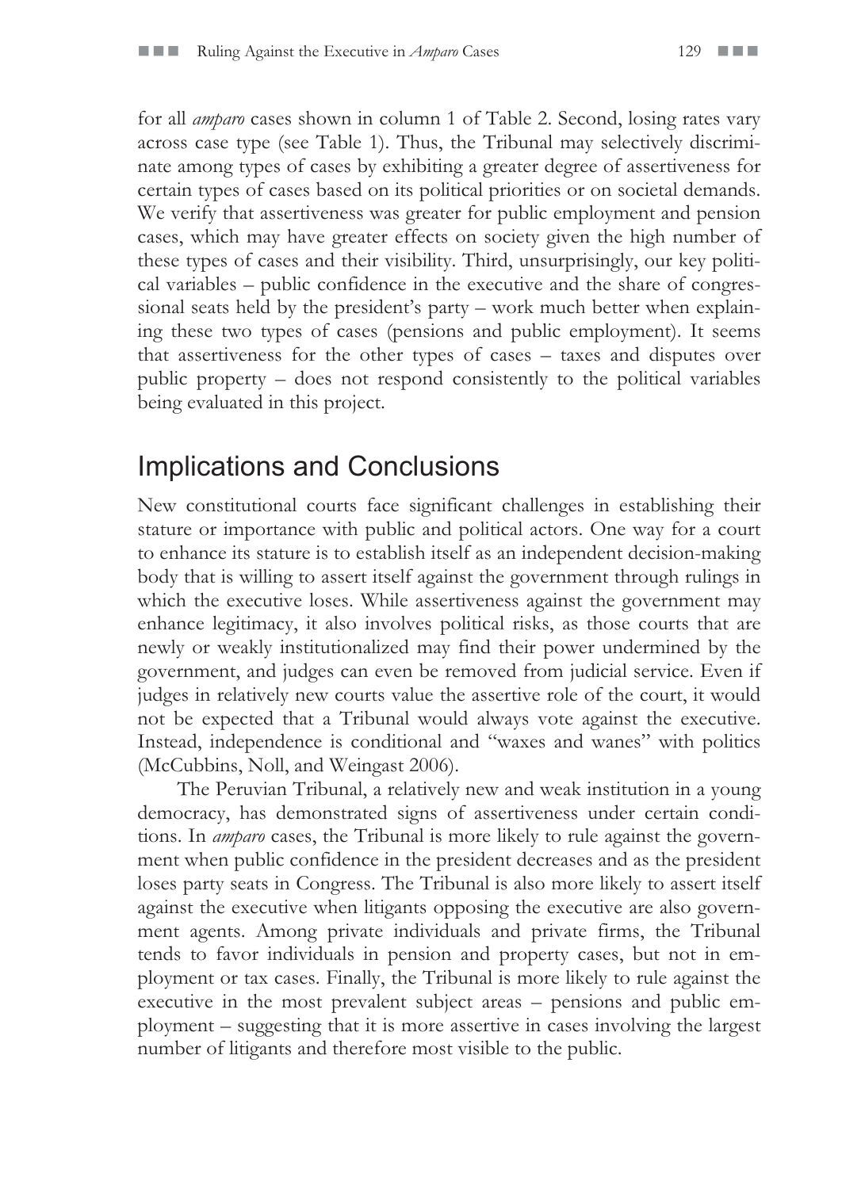for all *amparo* cases shown in column 1 of Table 2. Second, losing rates vary across case type (see Table 1). Thus, the Tribunal may selectively discriminate among types of cases by exhibiting a greater degree of assertiveness for certain types of cases based on its political priorities or on societal demands. We verify that assertiveness was greater for public employment and pension cases, which may have greater effects on society given the high number of these types of cases and their visibility. Third, unsurprisingly, our key political variables – public confidence in the executive and the share of congressional seats held by the president's party – work much better when explaining these two types of cases (pensions and public employment). It seems that assertiveness for the other types of cases – taxes and disputes over public property – does not respond consistently to the political variables being evaluated in this project.

## Implications and Conclusions

New constitutional courts face significant challenges in establishing their stature or importance with public and political actors. One way for a court to enhance its stature is to establish itself as an independent decision-making body that is willing to assert itself against the government through rulings in which the executive loses. While assertiveness against the government may enhance legitimacy, it also involves political risks, as those courts that are newly or weakly institutionalized may find their power undermined by the government, and judges can even be removed from judicial service. Even if judges in relatively new courts value the assertive role of the court, it would not be expected that a Tribunal would always vote against the executive. Instead, independence is conditional and "waxes and wanes" with politics (McCubbins, Noll, and Weingast 2006).

The Peruvian Tribunal, a relatively new and weak institution in a young democracy, has demonstrated signs of assertiveness under certain conditions. In *amparo* cases, the Tribunal is more likely to rule against the government when public confidence in the president decreases and as the president loses party seats in Congress. The Tribunal is also more likely to assert itself against the executive when litigants opposing the executive are also government agents. Among private individuals and private firms, the Tribunal tends to favor individuals in pension and property cases, but not in employment or tax cases. Finally, the Tribunal is more likely to rule against the executive in the most prevalent subject areas – pensions and public employment – suggesting that it is more assertive in cases involving the largest number of litigants and therefore most visible to the public.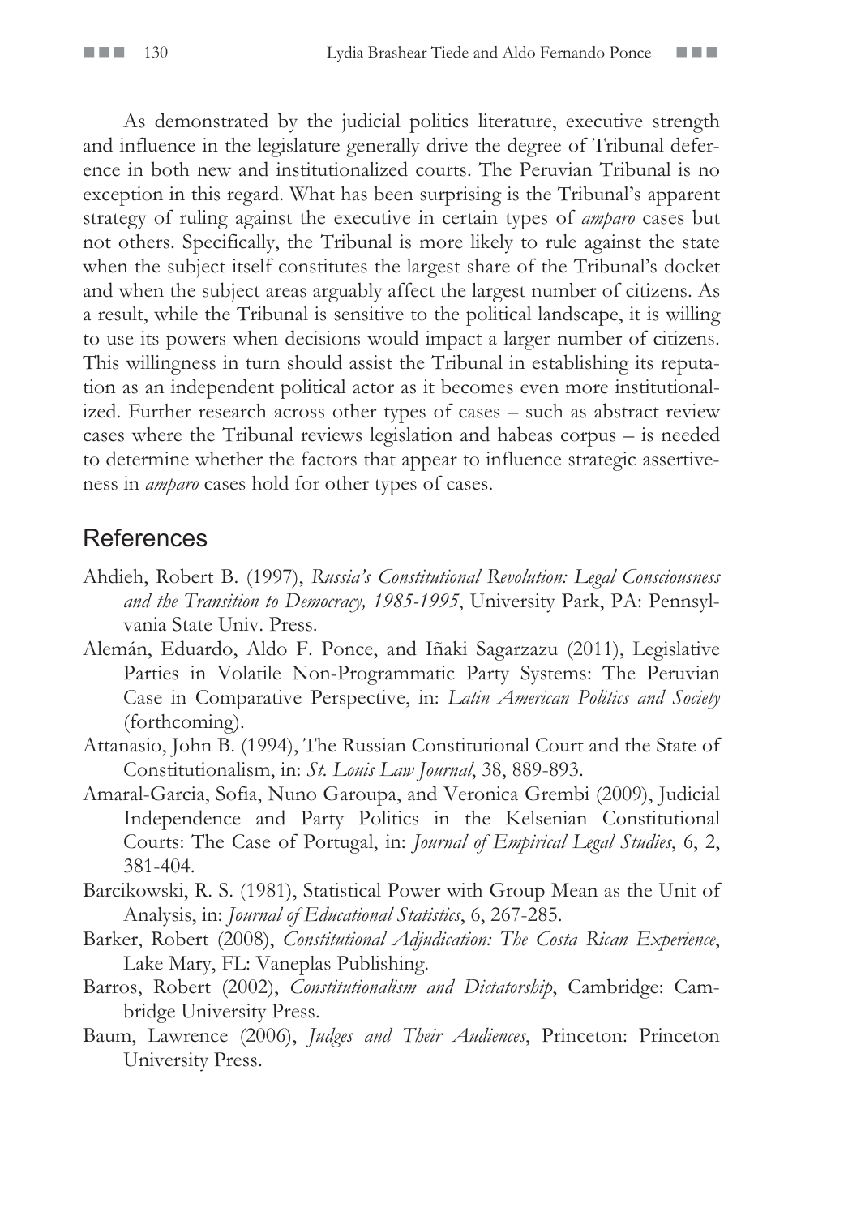As demonstrated by the judicial politics literature, executive strength and influence in the legislature generally drive the degree of Tribunal deference in both new and institutionalized courts. The Peruvian Tribunal is no exception in this regard. What has been surprising is the Tribunal's apparent strategy of ruling against the executive in certain types of *amparo* cases but not others. Specifically, the Tribunal is more likely to rule against the state when the subject itself constitutes the largest share of the Tribunal's docket and when the subject areas arguably affect the largest number of citizens. As a result, while the Tribunal is sensitive to the political landscape, it is willing to use its powers when decisions would impact a larger number of citizens. This willingness in turn should assist the Tribunal in establishing its reputation as an independent political actor as it becomes even more institutionalized. Further research across other types of cases – such as abstract review cases where the Tribunal reviews legislation and habeas corpus – is needed to determine whether the factors that appear to influence strategic assertiveness in *amparo* cases hold for other types of cases.

## References

Ahdieh, Robert B. (1997), *Russia's Constitutional Revolution: Legal Consciousness and the Transition to Democracy, 1985-1995*, University Park, PA: Pennsylvania State Univ. Press.

Alemán, Eduardo, Aldo F. Ponce, and Iñaki Sagarzazu (2011), Legislative Parties in Volatile Non-Programmatic Party Systems: The Peruvian Case in Comparative Perspective, in: *Latin American Politics and Society* (forthcoming).

Attanasio, John B. (1994), The Russian Constitutional Court and the State of Constitutionalism, in: *St. Louis Law Journal*, 38, 889-893.

Amaral-Garcia, Sofia, Nuno Garoupa, and Veronica Grembi (2009), Judicial Independence and Party Politics in the Kelsenian Constitutional Courts: The Case of Portugal, in: *Journal of Empirical Legal Studies*, 6, 2, 381-404.

Barcikowski, R. S. (1981), Statistical Power with Group Mean as the Unit of Analysis, in: *Journal of Educational Statistics*, 6, 267-285.

Barker, Robert (2008), *Constitutional Adjudication: The Costa Rican Experience*, Lake Mary, FL: Vaneplas Publishing.

Barros, Robert (2002), *Constitutionalism and Dictatorship*, Cambridge: Cambridge University Press.

Baum, Lawrence (2006), *Judges and Their Audiences*, Princeton: Princeton University Press.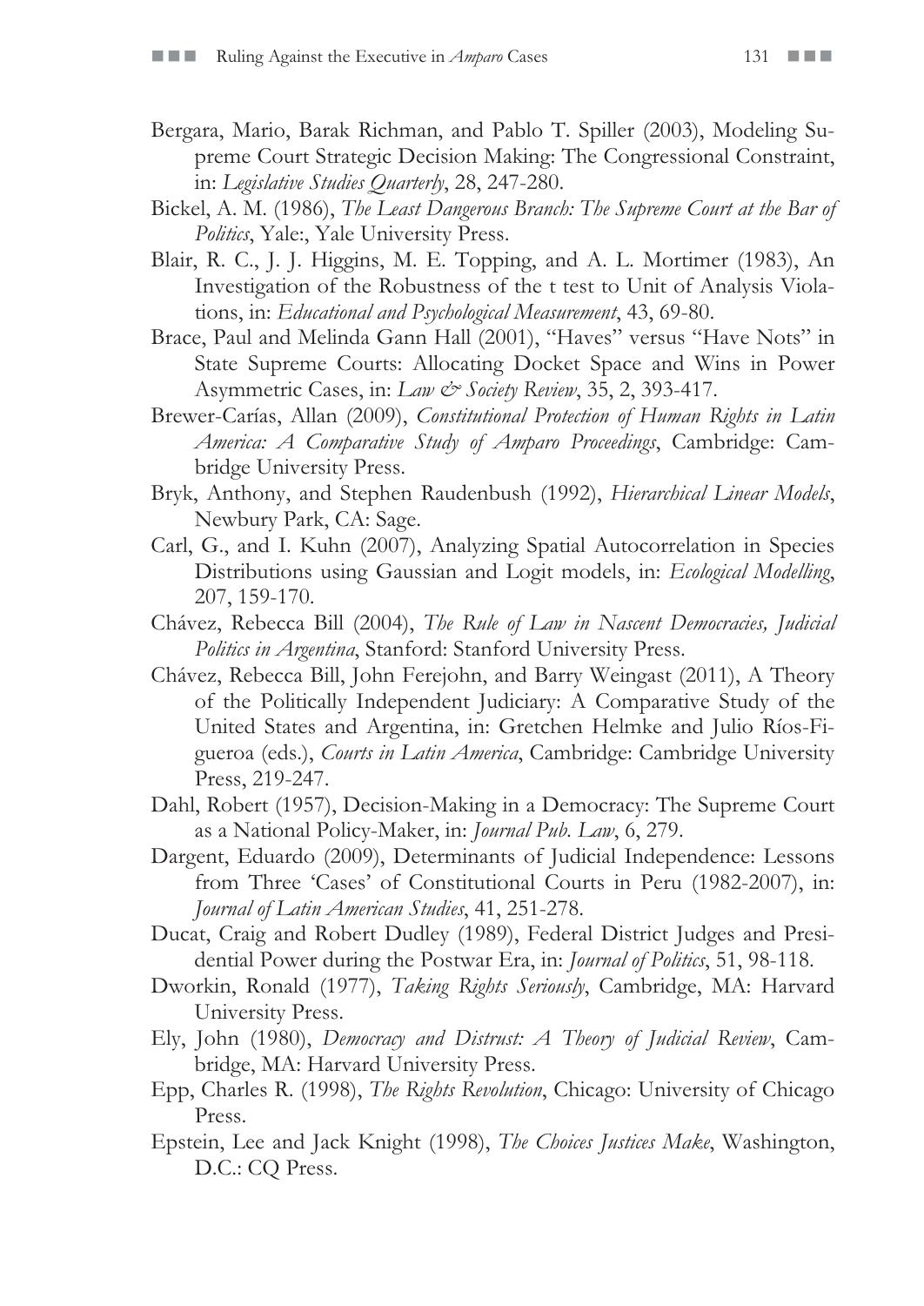Bergara, Mario, Barak Richman, and Pablo T. Spiller (2003), Modeling Supreme Court Strategic Decision Making: The Congressional Constraint, in: *Legislative Studies Quarterly*, 28, 247-280.

Bickel, A. M. (1986), *The Least Dangerous Branch: The Supreme Court at the Bar of Politics*, Yale:, Yale University Press.

Blair, R. C., J. J. Higgins, M. E. Topping, and A. L. Mortimer (1983), An Investigation of the Robustness of the t test to Unit of Analysis Violations, in: *Educational and Psychological Measurement*, 43, 69-80.

Brace, Paul and Melinda Gann Hall (2001), "Haves" versus "Have Nots" in State Supreme Courts: Allocating Docket Space and Wins in Power Asymmetric Cases, in: *Law & Society Review*, 35, 2, 393-417.

Brewer-Carías, Allan (2009), *Constitutional Protection of Human Rights in Latin America: A Comparative Study of Amparo Proceedings*, Cambridge: Cambridge University Press.

Bryk, Anthony, and Stephen Raudenbush (1992), *Hierarchical Linear Models*, Newbury Park, CA: Sage.

Carl, G., and I. Kuhn (2007), Analyzing Spatial Autocorrelation in Species Distributions using Gaussian and Logit models, in: *Ecological Modelling*, 207, 159-170.

Chávez, Rebecca Bill (2004), *The Rule of Law in Nascent Democracies, Judicial Politics in Argentina*, Stanford: Stanford University Press.

Chávez, Rebecca Bill, John Ferejohn, and Barry Weingast (2011), A Theory of the Politically Independent Judiciary: A Comparative Study of the United States and Argentina, in: Gretchen Helmke and Julio Ríos-Figueroa (eds.), *Courts in Latin America*, Cambridge: Cambridge University Press, 219-247.

Dahl, Robert (1957), Decision-Making in a Democracy: The Supreme Court as a National Policy-Maker, in: *Journal Pub. Law*, 6, 279.

Dargent, Eduardo (2009), Determinants of Judicial Independence: Lessons from Three 'Cases' of Constitutional Courts in Peru (1982-2007), in: *Journal of Latin American Studies*, 41, 251-278.

Ducat, Craig and Robert Dudley (1989), Federal District Judges and Presidential Power during the Postwar Era, in: *Journal of Politics*, 51, 98-118.

Dworkin, Ronald (1977), *Taking Rights Seriously*, Cambridge, MA: Harvard University Press.

Ely, John (1980), *Democracy and Distrust: A Theory of Judicial Review*, Cambridge, MA: Harvard University Press.

Epp, Charles R. (1998), *The Rights Revolution*, Chicago: University of Chicago Press.

Epstein, Lee and Jack Knight (1998), *The Choices Justices Make*, Washington, D.C.: CQ Press.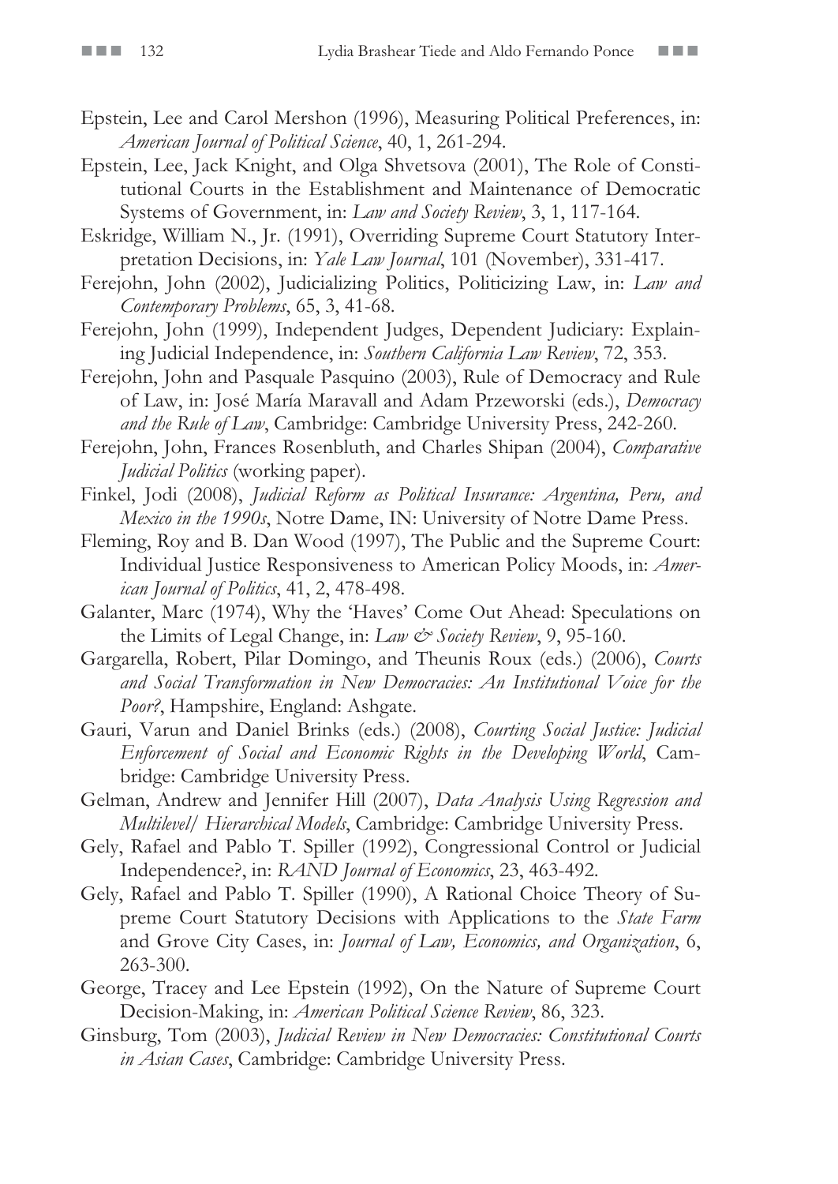Epstein, Lee and Carol Mershon (1996), Measuring Political Preferences, in: *American Journal of Political Science*, 40, 1, 261-294.

Epstein, Lee, Jack Knight, and Olga Shvetsova (2001), The Role of Constitutional Courts in the Establishment and Maintenance of Democratic Systems of Government, in: *Law and Society Review*, 3, 1, 117-164.

Eskridge, William N., Jr. (1991), Overriding Supreme Court Statutory Interpretation Decisions, in: *Yale Law Journal*, 101 (November), 331-417.

Ferejohn, John (2002), Judicializing Politics, Politicizing Law, in: *Law and Contemporary Problems*, 65, 3, 41-68.

Ferejohn, John (1999), Independent Judges, Dependent Judiciary: Explaining Judicial Independence, in: *Southern California Law Review*, 72, 353.

Ferejohn, John and Pasquale Pasquino (2003), Rule of Democracy and Rule of Law, in: José María Maravall and Adam Przeworski (eds.), *Democracy and the Rule of Law*, Cambridge: Cambridge University Press, 242-260.

Ferejohn, John, Frances Rosenbluth, and Charles Shipan (2004), *Comparative Judicial Politics* (working paper).

Finkel, Jodi (2008), *Judicial Reform as Political Insurance: Argentina, Peru, and Mexico in the 1990s*, Notre Dame, IN: University of Notre Dame Press.

Fleming, Roy and B. Dan Wood (1997), The Public and the Supreme Court: Individual Justice Responsiveness to American Policy Moods, in: *American Journal of Politics*, 41, 2, 478-498.

Galanter, Marc (1974), Why the 'Haves' Come Out Ahead: Speculations on the Limits of Legal Change, in: *Law & Society Review*, 9, 95-160.

Gargarella, Robert, Pilar Domingo, and Theunis Roux (eds.) (2006), *Courts and Social Transformation in New Democracies: An Institutional Voice for the Poor?*, Hampshire, England: Ashgate.

Gauri, Varun and Daniel Brinks (eds.) (2008), *Courting Social Justice: Judicial Enforcement of Social and Economic Rights in the Developing World*, Cambridge: Cambridge University Press.

Gelman, Andrew and Jennifer Hill (2007), *Data Analysis Using Regression and Multilevel/ Hierarchical Models*, Cambridge: Cambridge University Press.

Gely, Rafael and Pablo T. Spiller (1992), Congressional Control or Judicial Independence?, in: *RAND Journal of Economics*, 23, 463-492.

Gely, Rafael and Pablo T. Spiller (1990), A Rational Choice Theory of Supreme Court Statutory Decisions with Applications to the *State Farm* and Grove City Cases, in: *Journal of Law, Economics, and Organization*, 6, 263-300.

George, Tracey and Lee Epstein (1992), On the Nature of Supreme Court Decision-Making, in: *American Political Science Review*, 86, 323.

Ginsburg, Tom (2003), *Judicial Review in New Democracies: Constitutional Courts in Asian Cases*, Cambridge: Cambridge University Press.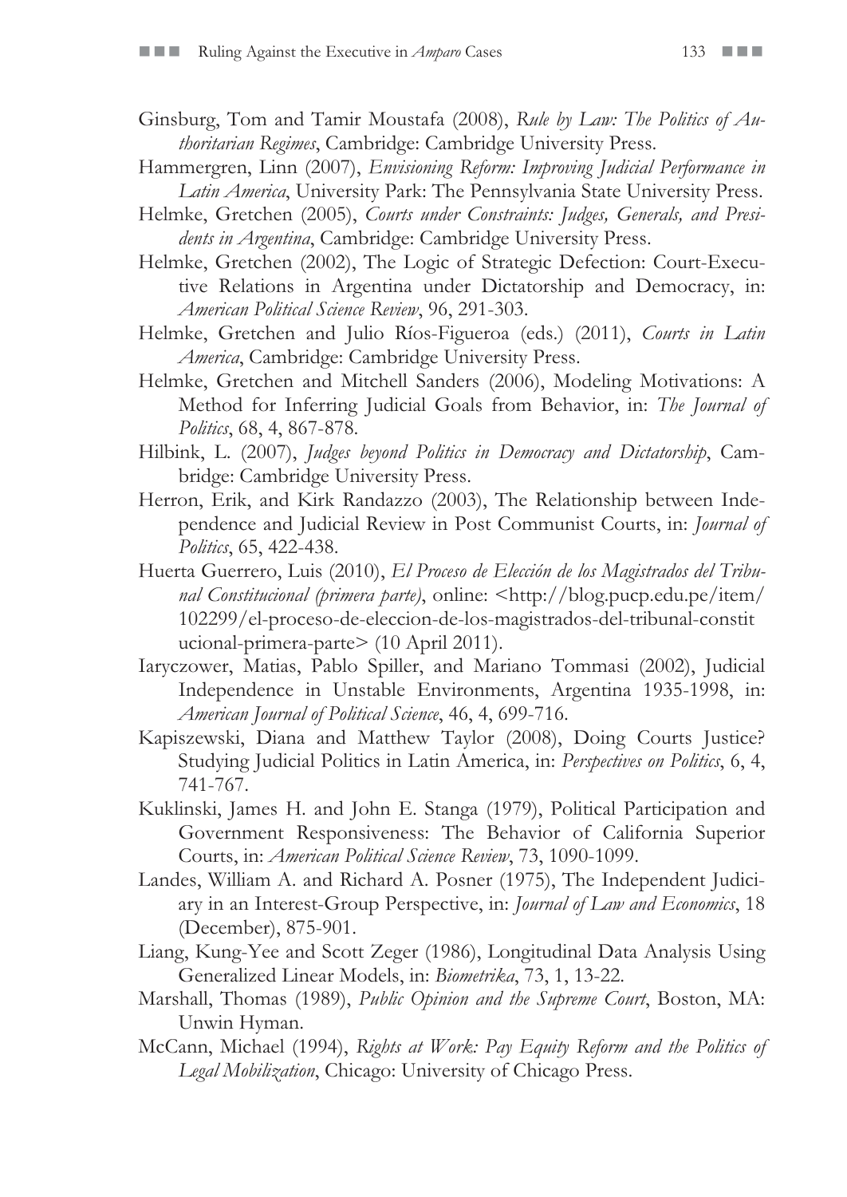Ginsburg, Tom and Tamir Moustafa (2008), *Rule by Law: The Politics of Authoritarian Regimes*, Cambridge: Cambridge University Press.

Hammergren, Linn (2007), *Envisioning Reform: Improving Judicial Performance in Latin America*, University Park: The Pennsylvania State University Press.

Helmke, Gretchen (2005), *Courts under Constraints: Judges, Generals, and Presidents in Argentina*, Cambridge: Cambridge University Press.

Helmke, Gretchen (2002), The Logic of Strategic Defection: Court-Executive Relations in Argentina under Dictatorship and Democracy, in: *American Political Science Review*, 96, 291-303.

Helmke, Gretchen and Julio Ríos-Figueroa (eds.) (2011), *Courts in Latin America*, Cambridge: Cambridge University Press.

Helmke, Gretchen and Mitchell Sanders (2006), Modeling Motivations: A Method for Inferring Judicial Goals from Behavior, in: *The Journal of Politics*, 68, 4, 867-878.

Hilbink, L. (2007), *Judges beyond Politics in Democracy and Dictatorship*, Cambridge: Cambridge University Press.

Herron, Erik, and Kirk Randazzo (2003), The Relationship between Independence and Judicial Review in Post Communist Courts, in: *Journal of Politics*, 65, 422-438.

Huerta Guerrero, Luis (2010), *El Proceso de Elección de los Magistrados del Tribunal Constitucional (primera parte)*, online: <http://blog.pucp.edu.pe/item/102299/el-proceso-de-eleccion-de-los-magistrados-del-tribunal-constitucional-primera-parte> (10 April 2011).

Iaryczower, Matias, Pablo Spiller, and Mariano Tommasi (2002), Judicial Independence in Unstable Environments, Argentina 1935-1998, in: *American Journal of Political Science*, 46, 4, 699-716.

Kapiszewski, Diana and Matthew Taylor (2008), Doing Courts Justice? Studying Judicial Politics in Latin America, in: *Perspectives on Politics*, 6, 4, 741-767.

Kuklinski, James H. and John E. Stanga (1979), Political Participation and Government Responsiveness: The Behavior of California Superior Courts, in: *American Political Science Review*, 73, 1090-1099.

Landes, William A. and Richard A. Posner (1975), The Independent Judiciary in an Interest-Group Perspective, in: *Journal of Law and Economics*, 18 (December), 875-901.

Liang, Kung-Yee and Scott Zeger (1986), Longitudinal Data Analysis Using Generalized Linear Models, in: *Biometrika*, 73, 1, 13-22.

Marshall, Thomas (1989), *Public Opinion and the Supreme Court*, Boston, MA: Unwin Hyman.

McCann, Michael (1994), *Rights at Work: Pay Equity Reform and the Politics of Legal Mobilization*, Chicago: University of Chicago Press.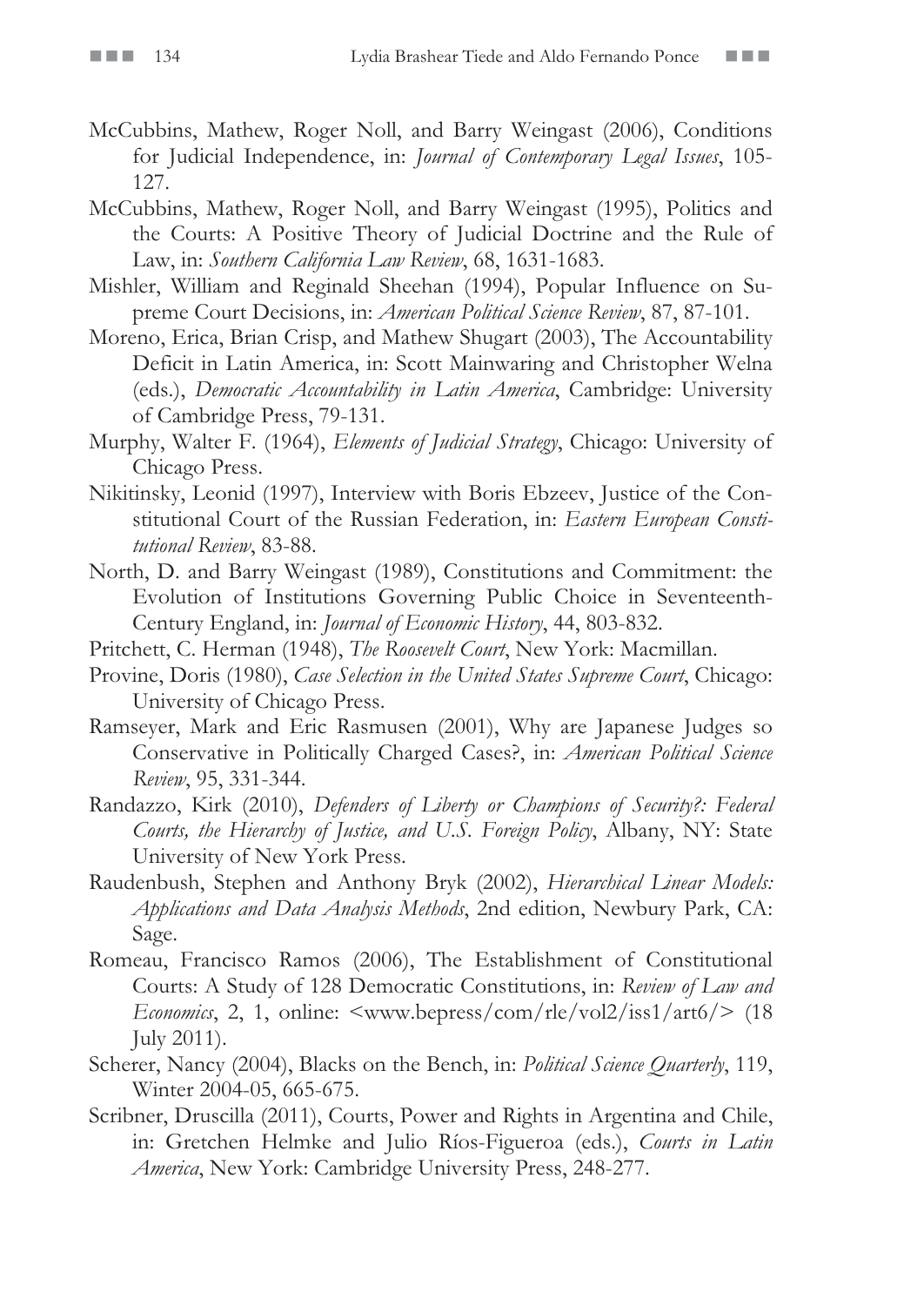McCubbins, Mathew, Roger Noll, and Barry Weingast (2006), Conditions for Judicial Independence, in: *Journal of Contemporary Legal Issues*, 105-127.

McCubbins, Mathew, Roger Noll, and Barry Weingast (1995), Politics and the Courts: A Positive Theory of Judicial Doctrine and the Rule of Law, in: *Southern California Law Review*, 68, 1631-1683.

Mishler, William and Reginald Sheehan (1994), Popular Influence on Supreme Court Decisions, in: *American Political Science Review*, 87, 87-101.

Moreno, Erica, Brian Crisp, and Mathew Shugart (2003), The Accountability Deficit in Latin America, in: Scott Mainwaring and Christopher Welna (eds.), *Democratic Accountability in Latin America*, Cambridge: University of Cambridge Press, 79-131.

Murphy, Walter F. (1964), *Elements of Judicial Strategy*, Chicago: University of Chicago Press.

Nikitinsky, Leonid (1997), Interview with Boris Ebzeev, Justice of the Constitutional Court of the Russian Federation, in: *Eastern European Constitutional Review*, 83-88.

North, D. and Barry Weingast (1989), Constitutions and Commitment: the Evolution of Institutions Governing Public Choice in Seventeenth-Century England, in: *Journal of Economic History*, 44, 803-832.

Pritchett, C. Herman (1948), *The Roosevelt Court*, New York: Macmillan.

Provine, Doris (1980), *Case Selection in the United States Supreme Court*, Chicago: University of Chicago Press.

Ramseyer, Mark and Eric Rasmusen (2001), Why are Japanese Judges so Conservative in Politically Charged Cases?, in: *American Political Science Review*, 95, 331-344.

Randazzo, Kirk (2010), *Defenders of Liberty or Champions of Security?: Federal Courts, the Hierarchy of Justice, and U.S. Foreign Policy*, Albany, NY: State University of New York Press.

Raudenbush, Stephen and Anthony Bryk (2002), *Hierarchical Linear Models: Applications and Data Analysis Methods*, 2nd edition, Newbury Park, CA: Sage.

Romeau, Francisco Ramos (2006), The Establishment of Constitutional Courts: A Study of 128 Democratic Constitutions, in: *Review of Law and Economics*, 2, 1, online: <www.bepress/com/rle/vol2/iss1/art6/> (18 July 2011).

Scherer, Nancy (2004), Blacks on the Bench, in: *Political Science Quarterly*, 119, Winter 2004-05, 665-675.

Scribner, Druscilla (2011), Courts, Power and Rights in Argentina and Chile, in: Gretchen Helmke and Julio Ríos-Figueroa (eds.), *Courts in Latin America*, New York: Cambridge University Press, 248-277.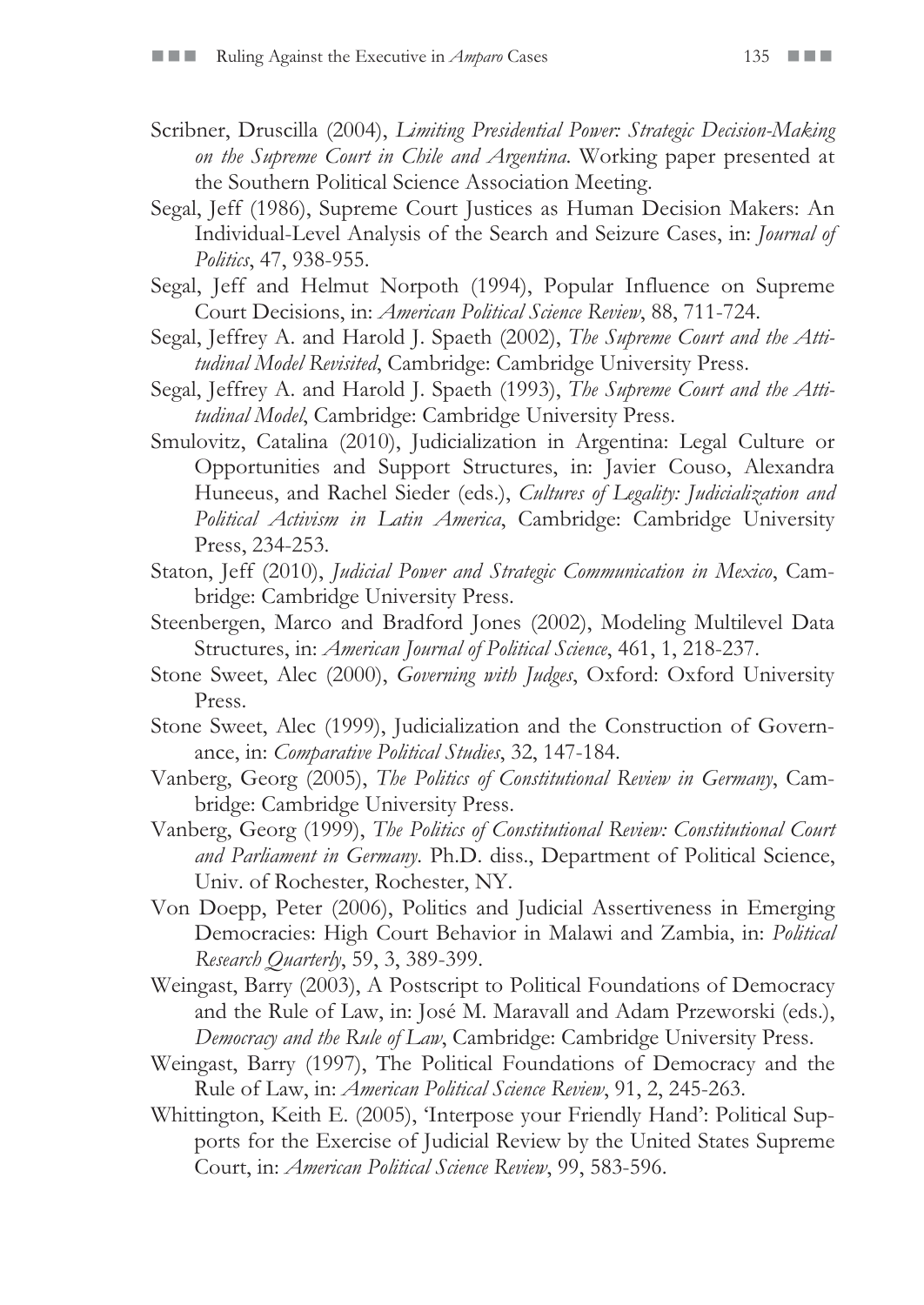Scribner, Druscilla (2004), *Limiting Presidential Power: Strategic Decision-Making on the Supreme Court in Chile and Argentina*. Working paper presented at the Southern Political Science Association Meeting.

Segal, Jeff (1986), Supreme Court Justices as Human Decision Makers: An Individual-Level Analysis of the Search and Seizure Cases, in: *Journal of Politics*, 47, 938-955.

Segal, Jeff and Helmut Norpoth (1994), Popular Influence on Supreme Court Decisions, in: *American Political Science Review*, 88, 711-724.

Segal, Jeffrey A. and Harold J. Spaeth (2002), *The Supreme Court and the Attitudinal Model Revisited*, Cambridge: Cambridge University Press.

Segal, Jeffrey A. and Harold J. Spaeth (1993), *The Supreme Court and the Attitudinal Model*, Cambridge: Cambridge University Press.

Smulovitz, Catalina (2010), Judicialization in Argentina: Legal Culture or Opportunities and Support Structures, in: Javier Couso, Alexandra Huneeus, and Rachel Sieder (eds.), *Cultures of Legality: Judicialization and Political Activism in Latin America*, Cambridge: Cambridge University Press, 234-253.

Staton, Jeff (2010), *Judicial Power and Strategic Communication in Mexico*, Cambridge: Cambridge University Press.

Steenbergen, Marco and Bradford Jones (2002), Modeling Multilevel Data Structures, in: *American Journal of Political Science*, 461, 1, 218-237.

Stone Sweet, Alec (2000), *Governing with Judges*, Oxford: Oxford University Press.

Stone Sweet, Alec (1999), Judicialization and the Construction of Governance, in: *Comparative Political Studies*, 32, 147-184.

Vanberg, Georg (2005), *The Politics of Constitutional Review in Germany*, Cambridge: Cambridge University Press.

Vanberg, Georg (1999), *The Politics of Constitutional Review: Constitutional Court and Parliament in Germany*. Ph.D. diss., Department of Political Science, Univ. of Rochester, Rochester, NY.

Von Doepp, Peter (2006), Politics and Judicial Assertiveness in Emerging Democracies: High Court Behavior in Malawi and Zambia, in: *Political Research Quarterly*, 59, 3, 389-399.

Weingast, Barry (2003), A Postscript to Political Foundations of Democracy and the Rule of Law, in: José M. Maravall and Adam Przeworski (eds.), *Democracy and the Rule of Law*, Cambridge: Cambridge University Press.

Weingast, Barry (1997), The Political Foundations of Democracy and the Rule of Law, in: *American Political Science Review*, 91, 2, 245-263.

Whittington, Keith E. (2005), 'Interpose your Friendly Hand': Political Supports for the Exercise of Judicial Review by the United States Supreme Court, in: *American Political Science Review*, 99, 583-596.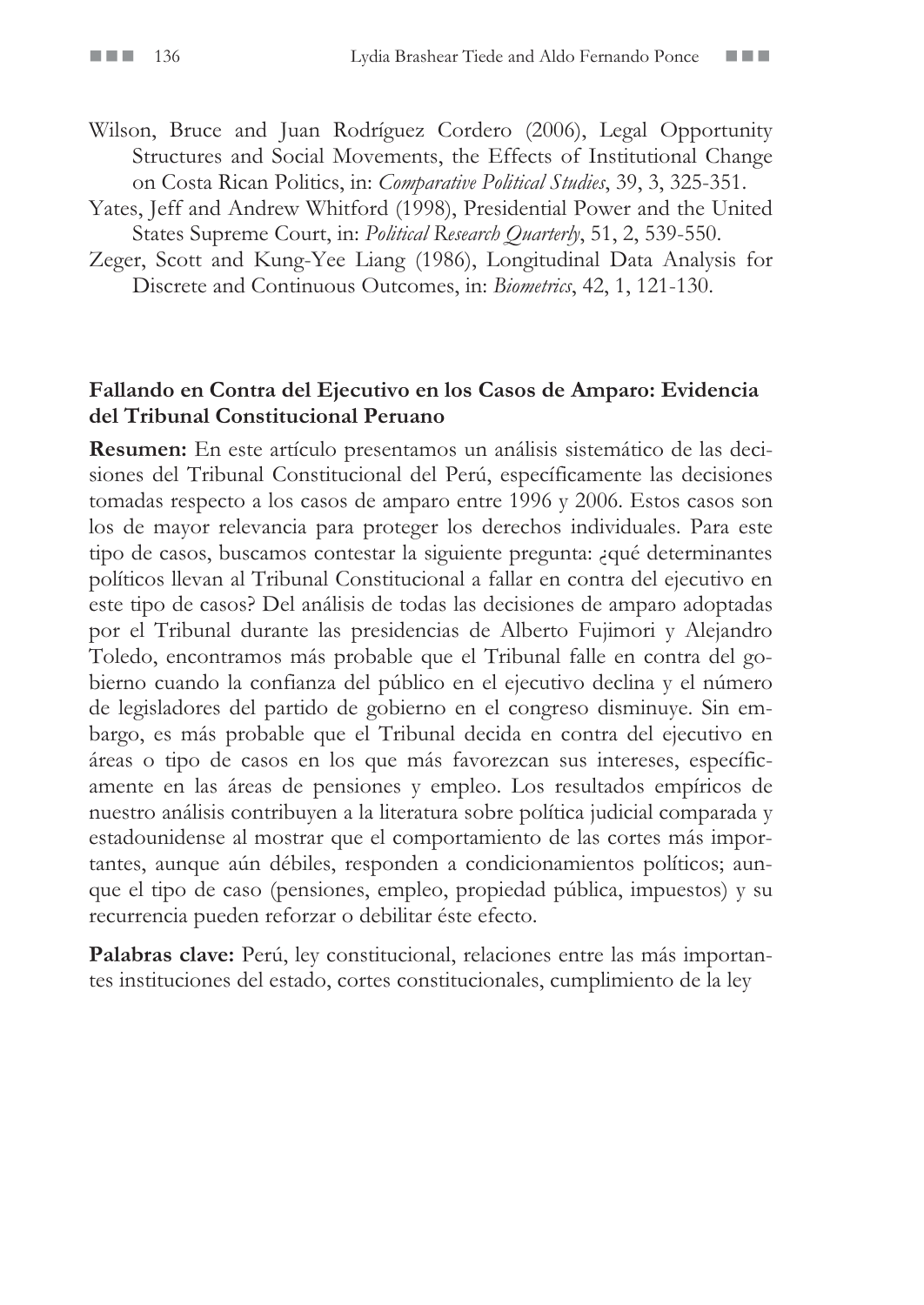Wilson, Bruce and Juan Rodríguez Cordero (2006), Legal Opportunity Structures and Social Movements, the Effects of Institutional Change on Costa Rican Politics, in: *Comparative Political Studies*, 39, 3, 325-351.

Yates, Jeff and Andrew Whitford (1998), Presidential Power and the United States Supreme Court, in: *Political Research Quarterly*, 51, 2, 539-550.

Zeger, Scott and Kung-Yee Liang (1986), Longitudinal Data Analysis for Discrete and Continuous Outcomes, in: *Biometrics*, 42, 1, 121-130.

## Fallando en Contra del Ejecutivo en los Casos de Amparo: Evidencia del Tribunal Constitucional Peruano

**Resumen:** En este artículo presentamos un análisis sistemático de las decisiones del Tribunal Constitucional del Perú, específicamente las decisiones tomadas respecto a los casos de amparo entre 1996 y 2006. Estos casos son los de mayor relevancia para proteger los derechos individuales. Para este tipo de casos, buscamos contestar la siguiente pregunta: ¿qué determinantes políticos llevan al Tribunal Constitucional a fallar en contra del ejecutivo en este tipo de casos? Del análisis de todas las decisiones de amparo adoptadas por el Tribunal durante las presidencias de Alberto Fujimori y Alejandro Toledo, encontramos más probable que el Tribunal falle en contra del gobierno cuando la confianza del público en el ejecutivo declina y el número de legisladores del partido de gobierno en el congreso disminuye. Sin embargo, es más probable que el Tribunal decida en contra del ejecutivo en áreas o tipo de casos en los que más favorezcan sus intereses, específicamente en las áreas de pensiones y empleo. Los resultados empíricos de nuestro análisis contribuyen a la literatura sobre política judicial comparada y estadounidense al mostrar que el comportamiento de las cortes más importantes, aunque aún débiles, responden a condicionamientos políticos; aunque el tipo de caso (pensiones, empleo, propiedad pública, impuestos) y su recurrencia pueden reforzar o debilitar éste efecto.

**Palabras clave:** Perú, ley constitucional, relaciones entre las más importantes instituciones del estado, cortes constitucionales, cumplimiento de la ley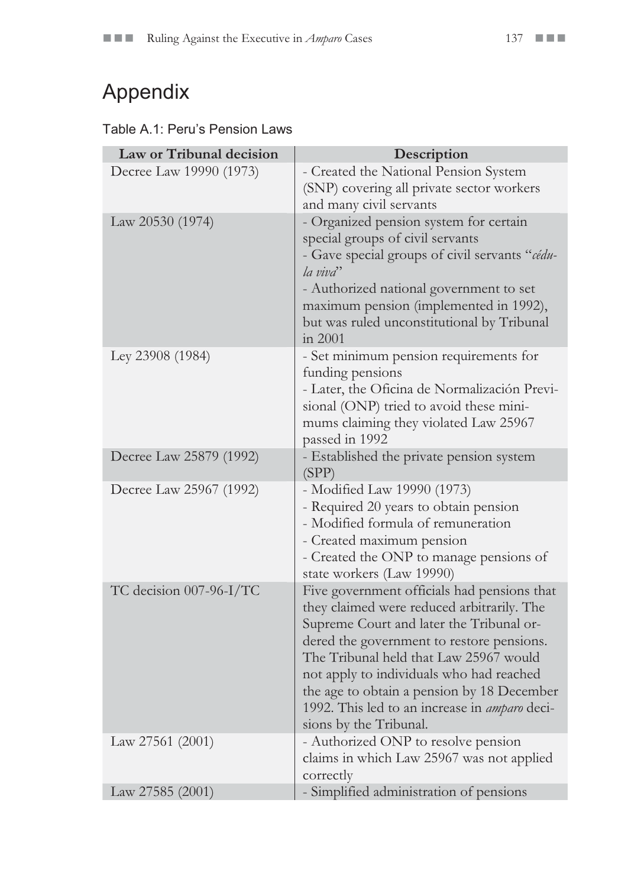# Appendix

Table A.1: Peru's Pension Laws

| Law or Tribunal decision | Description |
|---|---|
| Decree Law 19990 (1973) | - Created the National Pension System (SNP) covering all private sector workers and many civil servants |
| Law 20530 (1974) | - Organized pension system for certain special groups of civil servants<br>- Gave special groups of civil servants "*cédula viva*"<br>- Authorized national government to set maximum pension (implemented in 1992), but was ruled unconstitutional by Tribunal in 2001 |
| Ley 23908 (1984) | - Set minimum pension requirements for funding pensions<br>- Later, the Oficina de Normalización Previsional (ONP) tried to avoid these minimums claiming they violated Law 25967 passed in 1992 |
| Decree Law 25879 (1992) | - Established the private pension system (SPP) |
| Decree Law 25967 (1992) | - Modified Law 19990 (1973)<br>- Required 20 years to obtain pension<br>- Modified formula of remuneration<br>- Created maximum pension<br>- Created the ONP to manage pensions of state workers (Law 19990) |
| TC decision 007-96-I/TC | Five government officials had pensions that they claimed were reduced arbitrarily. The Supreme Court and later the Tribunal ordered the government to restore pensions. The Tribunal held that Law 25967 would not apply to individuals who had reached the age to obtain a pension by 18 December 1992. This led to an increase in *amparo* decisions by the Tribunal. |
| Law 27561 (2001) | - Authorized ONP to resolve pension claims in which Law 25967 was not applied correctly |
| Law 27585 (2001) | - Simplified administration of pensions |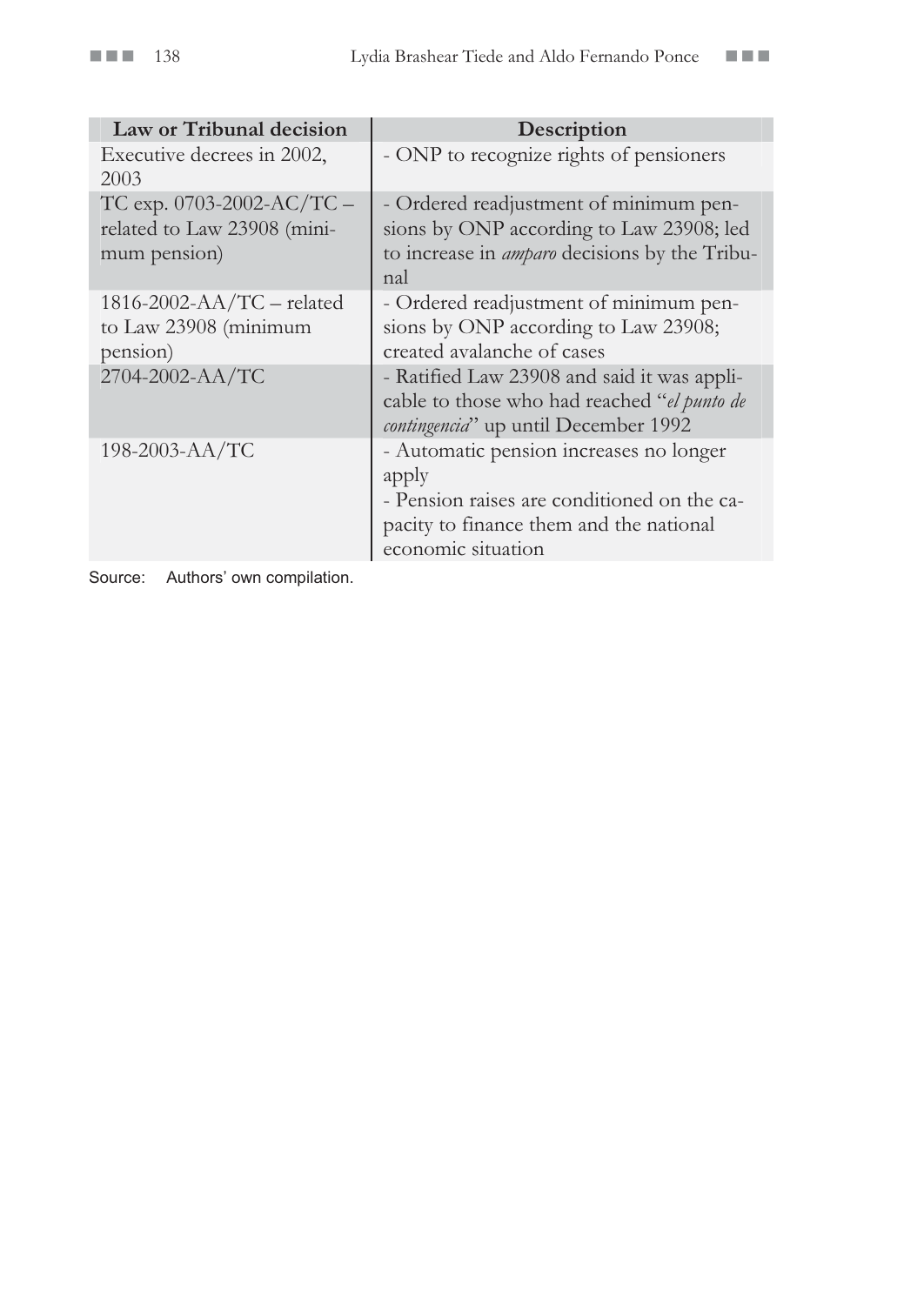| Law or Tribunal decision | Description |
|---|---|
| Executive decrees in 2002, 2003 | - ONP to recognize rights of pensioners |
| TC exp. 0703-2002-AC/TC – related to Law 23908 (minimum pension) | - Ordered readjustment of minimum pensions by ONP according to Law 23908; led to increase in *amparo* decisions by the Tribunal |
| 1816-2002-AA/TC – related to Law 23908 (minimum pension) | - Ordered readjustment of minimum pensions by ONP according to Law 23908; created avalanche of cases |
| 2704-2002-AA/TC | - Ratified Law 23908 and said it was applicable to those who had reached "*el punto de contingencia*" up until December 1992 |
| 198-2003-AA/TC | - Automatic pension increases no longer apply<br>- Pension raises are conditioned on the capacity to finance them and the national economic situation |

Source: Authors' own compilation.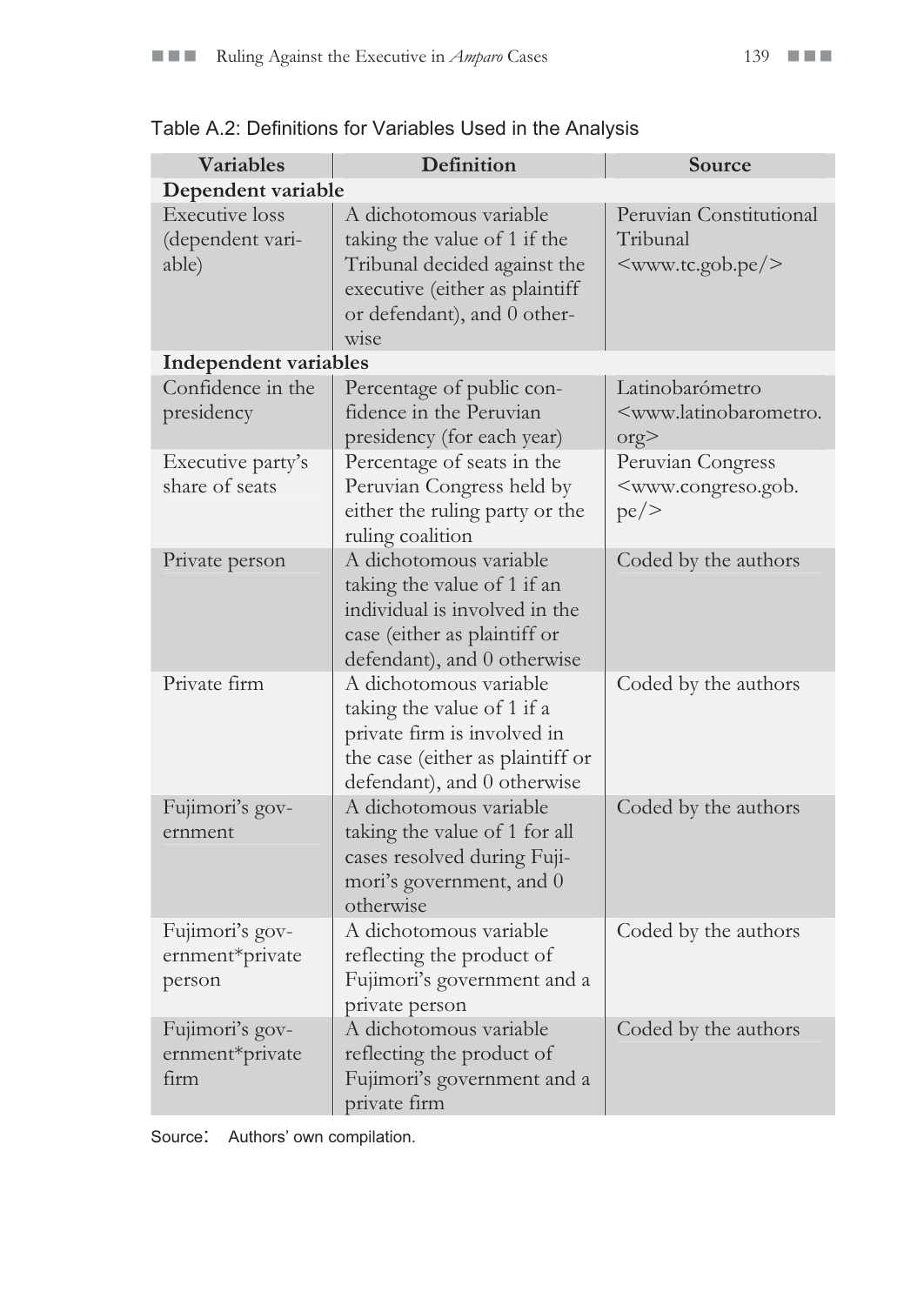Table A.2: Definitions for Variables Used in the Analysis

| Variables | Definition | Source |
|---|---|---|
| **Dependent variable** | | |
| Executive loss (dependent variable) | A dichotomous variable taking the value of 1 if the Tribunal decided against the executive (either as plaintiff or defendant), and 0 otherwise | Peruvian Constitutional Tribunal <www.tc.gob.pe/> |
| **Independent variables** | | |
| Confidence in the presidency | Percentage of public confidence in the Peruvian presidency (for each year) | Latinobarómetro <www.latinobarometro.org> |
| Executive party's share of seats | Percentage of seats in the Peruvian Congress held by either the ruling party or the ruling coalition | Peruvian Congress <www.congreso.gob.pe/> |
| Private person | A dichotomous variable taking the value of 1 if an individual is involved in the case (either as plaintiff or defendant), and 0 otherwise | Coded by the authors |
| Private firm | A dichotomous variable taking the value of 1 if a private firm is involved in the case (either as plaintiff or defendant), and 0 otherwise | Coded by the authors |
| Fujimori's government | A dichotomous variable taking the value of 1 for all cases resolved during Fujimori's government, and 0 otherwise | Coded by the authors |
| Fujimori's government*private person | A dichotomous variable reflecting the product of Fujimori's government and a private person | Coded by the authors |
| Fujimori's government*private firm | A dichotomous variable reflecting the product of Fujimori's government and a private firm | Coded by the authors |

Source: Authors' own compilation.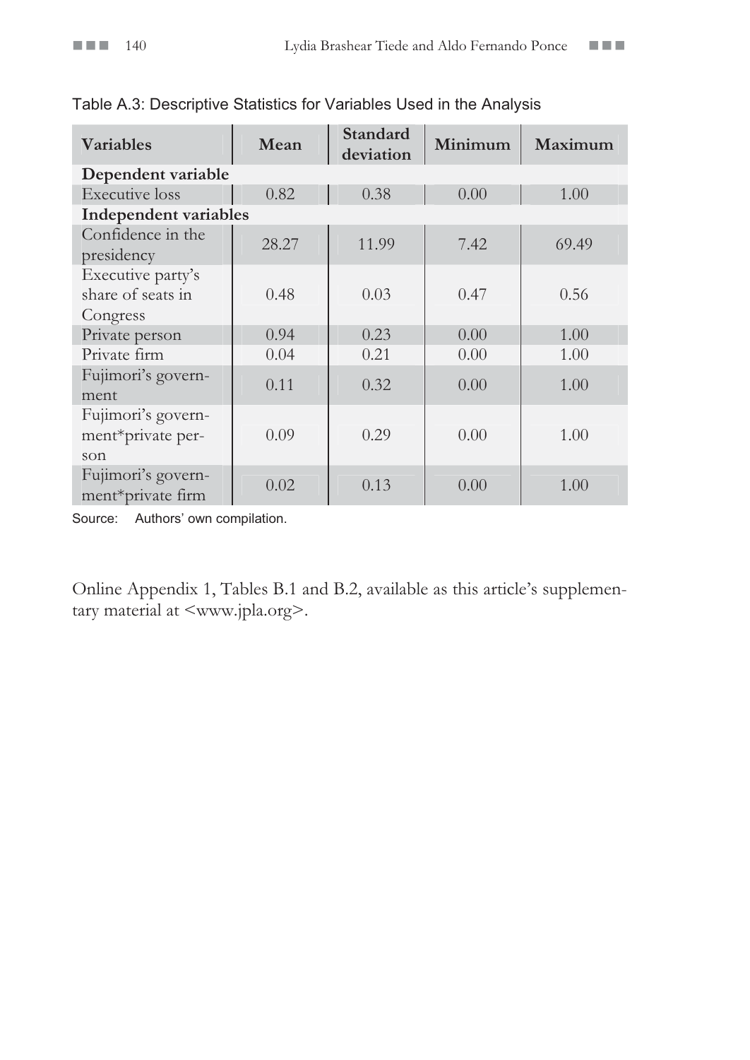Table A.3: Descriptive Statistics for Variables Used in the Analysis

| Variables | Mean | Standard deviation | Minimum | Maximum |
|---|---|---|---|---|
| **Dependent variable** | | | | |
| Executive loss | 0.82 | 0.38 | 0.00 | 1.00 |
| **Independent variables** | | | | |
| Confidence in the presidency | 28.27 | 11.99 | 7.42 | 69.49 |
| Executive party's share of seats in Congress | 0.48 | 0.03 | 0.47 | 0.56 |
| Private person | 0.94 | 0.23 | 0.00 | 1.00 |
| Private firm | 0.04 | 0.21 | 0.00 | 1.00 |
| Fujimori's government | 0.11 | 0.32 | 0.00 | 1.00 |
| Fujimori's government*private person | 0.09 | 0.29 | 0.00 | 1.00 |
| Fujimori's government*private firm | 0.02 | 0.13 | 0.00 | 1.00 |

Source: Authors' own compilation.

Online Appendix 1, Tables B.1 and B.2, available as this article's supplementary material at <www.jpla.org>.